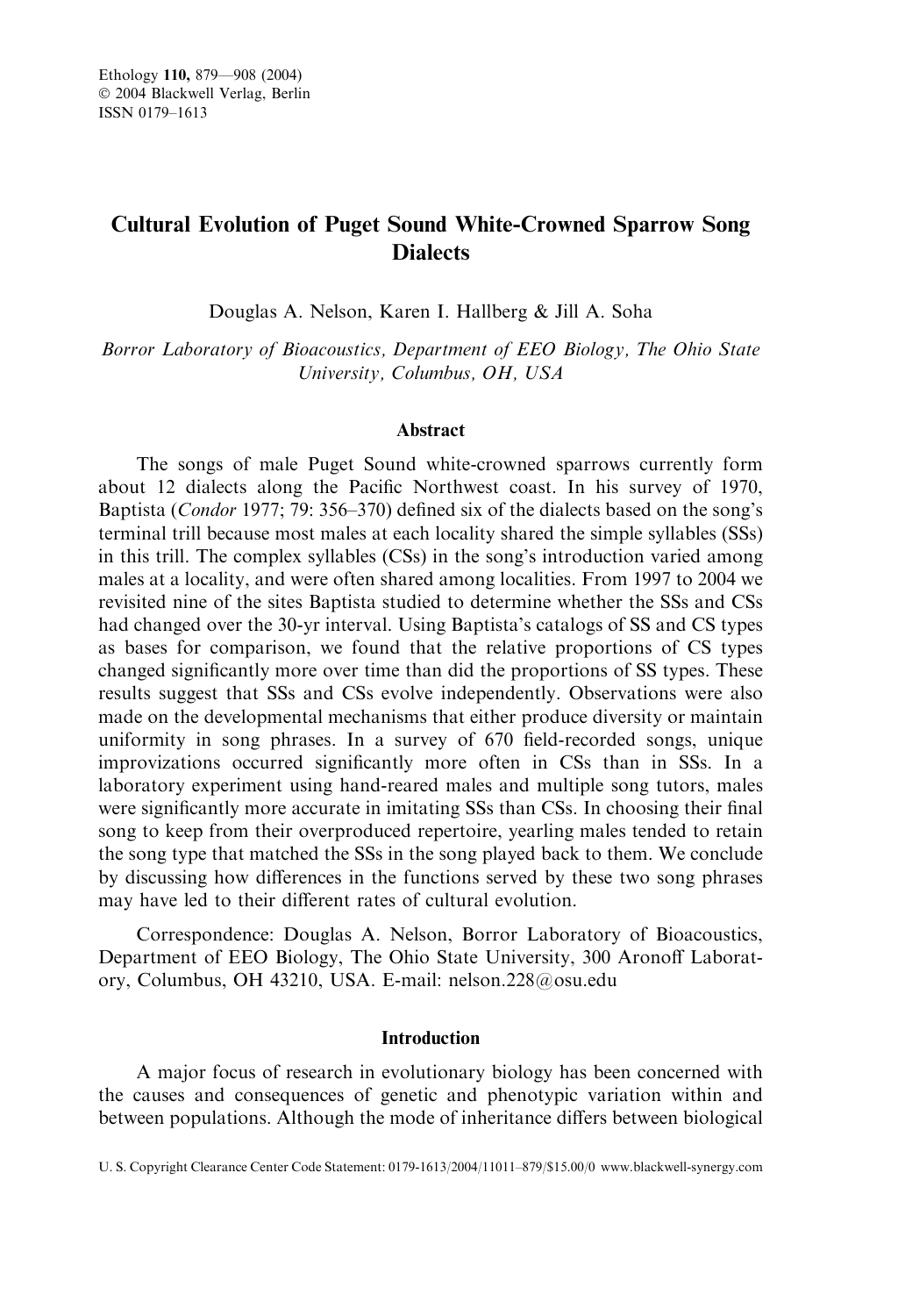# Cultural Evolution of Puget Sound White-Crowned Sparrow Song Dialects

Douglas A. Nelson, Karen I. Hallberg & Jill A. Soha

*Borror Laboratory of Bioacoustics, Department of EEO Biology, The Ohio State University, Columbus, OH, USA*

## Abstract

The songs of male Puget Sound white-crowned sparrows currently form about 12 dialects along the Pacific Northwest coast. In his survey of 1970, Baptista (*Condor* 1977; 79: 356–370) defined six of the dialects based on the song's terminal trill because most males at each locality shared the simple syllables (SSs) in this trill. The complex syllables (CSs) in the song's introduction varied among males at a locality, and were often shared among localities. From 1997 to 2004 we revisited nine of the sites Baptista studied to determine whether the SSs and CSs had changed over the 30-yr interval. Using Baptista's catalogs of SS and CS types as bases for comparison, we found that the relative proportions of CS types changed significantly more over time than did the proportions of SS types. These results suggest that SSs and CSs evolve independently. Observations were also made on the developmental mechanisms that either produce diversity or maintain uniformity in song phrases. In a survey of 670 field-recorded songs, unique improvizations occurred significantly more often in CSs than in SSs. In a laboratory experiment using hand-reared males and multiple song tutors, males were significantly more accurate in imitating SSs than CSs. In choosing their final song to keep from their overproduced repertoire, yearling males tended to retain the song type that matched the SSs in the song played back to them. We conclude by discussing how differences in the functions served by these two song phrases may have led to their different rates of cultural evolution.

Correspondence: Douglas A. Nelson, Borror Laboratory of Bioacoustics, Department of EEO Biology, The Ohio State University, 300 Aronoff Laboratory, Columbus, OH 43210, USA. E-mail: nelson.228@osu.edu

## Introduction

A major focus of research in evolutionary biology has been concerned with the causes and consequences of genetic and phenotypic variation within and between populations. Although the mode of inheritance differs between biological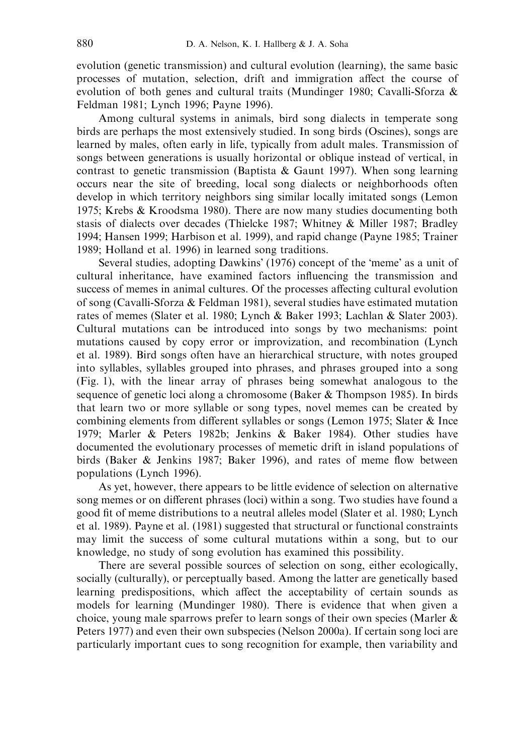evolution (genetic transmission) and cultural evolution (learning), the same basic processes of mutation, selection, drift and immigration affect the course of evolution of both genes and cultural traits (Mundinger 1980; Cavalli-Sforza & Feldman 1981; Lynch 1996; Payne 1996).

Among cultural systems in animals, bird song dialects in temperate song birds are perhaps the most extensively studied. In song birds (Oscines), songs are learned by males, often early in life, typically from adult males. Transmission of songs between generations is usually horizontal or oblique instead of vertical, in contrast to genetic transmission (Baptista & Gaunt 1997). When song learning occurs near the site of breeding, local song dialects or neighborhoods often develop in which territory neighbors sing similar locally imitated songs (Lemon 1975; Krebs & Kroodsma 1980). There are now many studies documenting both stasis of dialects over decades (Thielcke 1987; Whitney & Miller 1987; Bradley 1994; Hansen 1999; Harbison et al. 1999), and rapid change (Payne 1985; Trainer 1989; Holland et al. 1996) in learned song traditions.

Several studies, adopting Dawkins' (1976) concept of the 'meme' as a unit of cultural inheritance, have examined factors influencing the transmission and success of memes in animal cultures. Of the processes affecting cultural evolution of song (Cavalli-Sforza & Feldman 1981), several studies have estimated mutation rates of memes (Slater et al. 1980; Lynch & Baker 1993; Lachlan & Slater 2003). Cultural mutations can be introduced into songs by two mechanisms: point mutations caused by copy error or improvization, and recombination (Lynch et al. 1989). Bird songs often have an hierarchical structure, with notes grouped into syllables, syllables grouped into phrases, and phrases grouped into a song (Fig. 1), with the linear array of phrases being somewhat analogous to the sequence of genetic loci along a chromosome (Baker & Thompson 1985). In birds that learn two or more syllable or song types, novel memes can be created by combining elements from different syllables or songs (Lemon 1975; Slater & Ince 1979; Marler & Peters 1982b; Jenkins & Baker 1984). Other studies have documented the evolutionary processes of memetic drift in island populations of birds (Baker & Jenkins 1987; Baker 1996), and rates of meme flow between populations (Lynch 1996).

As yet, however, there appears to be little evidence of selection on alternative song memes or on different phrases (loci) within a song. Two studies have found a good fit of meme distributions to a neutral alleles model (Slater et al. 1980; Lynch et al. 1989). Payne et al. (1981) suggested that structural or functional constraints may limit the success of some cultural mutations within a song, but to our knowledge, no study of song evolution has examined this possibility.

There are several possible sources of selection on song, either ecologically, socially (culturally), or perceptually based. Among the latter are genetically based learning predispositions, which affect the acceptability of certain sounds as models for learning (Mundinger 1980). There is evidence that when given a choice, young male sparrows prefer to learn songs of their own species (Marler & Peters 1977) and even their own subspecies (Nelson 2000a). If certain song loci are particularly important cues to song recognition for example, then variability and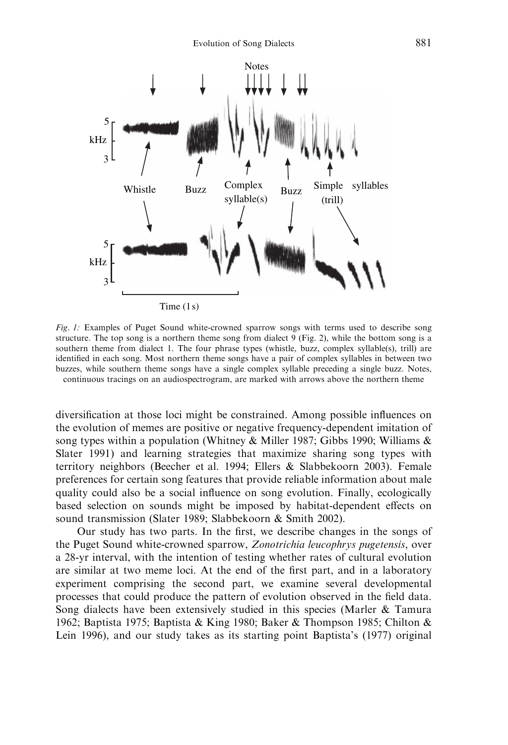Fig. 1: Examples of Puget Sound white-crowned sparrow songs with terms used to describe song structure. The top song is a northern theme song from dialect 9 (Fig. 2), while the bottom song is a southern theme from dialect 1. The four phrase types (whistle, buzz, complex syllable(s), trill) are identified in each song. Most northern theme songs have a pair of complex syllables in between two buzzes, while southern theme songs have a single complex syllable preceding a single buzz. Notes, continuous tracings on an audiospectrogram, are marked with arrows above the northern theme

diversification at those loci might be constrained. Among possible influences on the evolution of memes are positive or negative frequency-dependent imitation of song types within a population (Whitney & Miller 1987; Gibbs 1990; Williams & Slater 1991) and learning strategies that maximize sharing song types with territory neighbors (Beecher et al. 1994; Ellers & Slabbekoorn 2003). Female preferences for certain song features that provide reliable information about male quality could also be a social influence on song evolution. Finally, ecologically based selection on sounds might be imposed by habitat-dependent effects on sound transmission (Slater 1989; Slabbekoorn & Smith 2002).

Our study has two parts. In the first, we describe changes in the songs of the Puget Sound white-crowned sparrow, *Zonotrichia leucophrys pugetensis*, over a 28-yr interval, with the intention of testing whether rates of cultural evolution are similar at two meme loci. At the end of the first part, and in a laboratory experiment comprising the second part, we examine several developmental processes that could produce the pattern of evolution observed in the field data. Song dialects have been extensively studied in this species (Marler & Tamura 1962; Baptista 1975; Baptista & King 1980; Baker & Thompson 1985; Chilton & Lein 1996), and our study takes as its starting point Baptista's (1977) original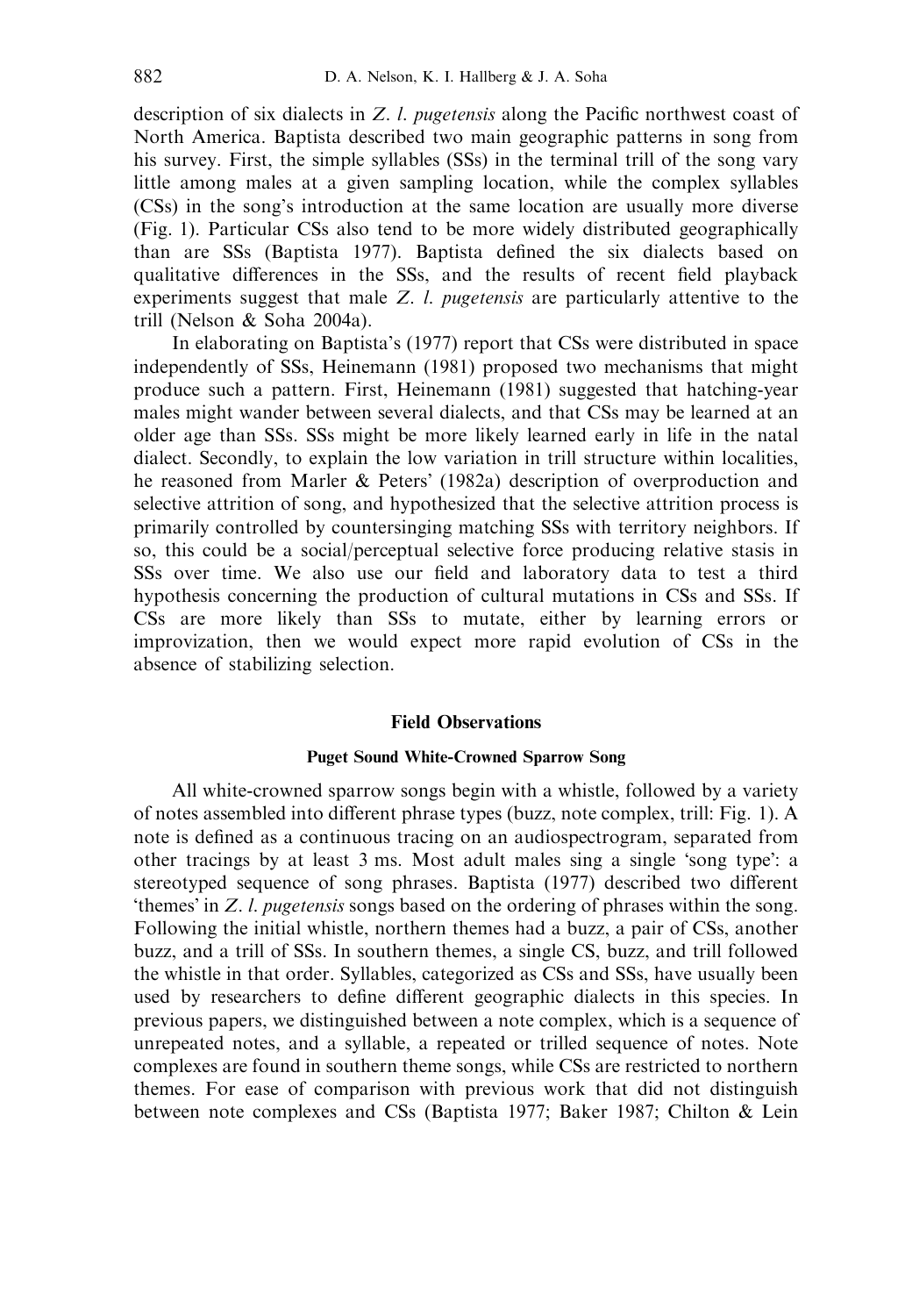description of six dialects in *Z. l. pugetensis* along the Pacific northwest coast of North America. Baptista described two main geographic patterns in song from his survey. First, the simple syllables (SSs) in the terminal trill of the song vary little among males at a given sampling location, while the complex syllables (CSs) in the song's introduction at the same location are usually more diverse (Fig. 1). Particular CSs also tend to be more widely distributed geographically than are SSs (Baptista 1977). Baptista defined the six dialects based on qualitative differences in the SSs, and the results of recent field playback experiments suggest that male *Z. l. pugetensis* are particularly attentive to the trill (Nelson & Soha 2004a).

In elaborating on Baptista's (1977) report that CSs were distributed in space independently of SSs, Heinemann (1981) proposed two mechanisms that might produce such a pattern. First, Heinemann (1981) suggested that hatching-year males might wander between several dialects, and that CSs may be learned at an older age than SSs. SSs might be more likely learned early in life in the natal dialect. Secondly, to explain the low variation in trill structure within localities, he reasoned from Marler & Peters' (1982a) description of overproduction and selective attrition of song, and hypothesized that the selective attrition process is primarily controlled by countersinging matching SSs with territory neighbors. If so, this could be a social/perceptual selective force producing relative stasis in SSs over time. We also use our field and laboratory data to test a third hypothesis concerning the production of cultural mutations in CSs and SSs. If CSs are more likely than SSs to mutate, either by learning errors or improvization, then we would expect more rapid evolution of CSs in the absence of stabilizing selection.

## Field Observations

### Puget Sound White-Crowned Sparrow Song

All white-crowned sparrow songs begin with a whistle, followed by a variety of notes assembled into different phrase types (buzz, note complex, trill: Fig. 1). A note is defined as a continuous tracing on an audiospectrogram, separated from other tracings by at least 3 ms. Most adult males sing a single 'song type': a stereotyped sequence of song phrases. Baptista (1977) described two different 'themes' in *Z. l. pugetensis* songs based on the ordering of phrases within the song. Following the initial whistle, northern themes had a buzz, a pair of CSs, another buzz, and a trill of SSs. In southern themes, a single CS, buzz, and trill followed the whistle in that order. Syllables, categorized as CSs and SSs, have usually been used by researchers to define different geographic dialects in this species. In previous papers, we distinguished between a note complex, which is a sequence of unrepeated notes, and a syllable, a repeated or trilled sequence of notes. Note complexes are found in southern theme songs, while CSs are restricted to northern themes. For ease of comparison with previous work that did not distinguish between note complexes and CSs (Baptista 1977; Baker 1987; Chilton & Lein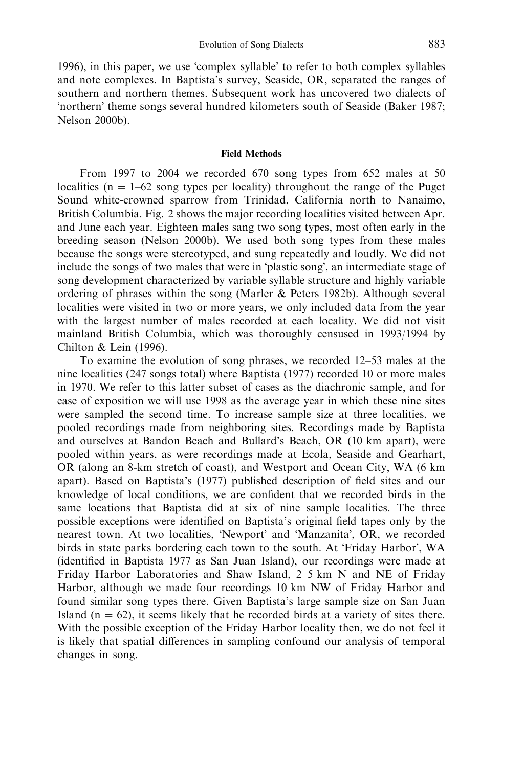1996), in this paper, we use 'complex syllable' to refer to both complex syllables and note complexes. In Baptista's survey, Seaside, OR, separated the ranges of southern and northern themes. Subsequent work has uncovered two dialects of 'northern' theme songs several hundred kilometers south of Seaside (Baker 1987; Nelson 2000b).

### Field Methods

From 1997 to 2004 we recorded 670 song types from 652 males at 50 localities (n = 1–62 song types per locality) throughout the range of the Puget Sound white-crowned sparrow from Trinidad, California north to Nanaimo, British Columbia. Fig. 2 shows the major recording localities visited between Apr. and June each year. Eighteen males sang two song types, most often early in the breeding season (Nelson 2000b). We used both song types from these males because the songs were stereotyped, and sung repeatedly and loudly. We did not include the songs of two males that were in 'plastic song', an intermediate stage of song development characterized by variable syllable structure and highly variable ordering of phrases within the song (Marler & Peters 1982b). Although several localities were visited in two or more years, we only included data from the year with the largest number of males recorded at each locality. We did not visit mainland British Columbia, which was thoroughly censused in 1993/1994 by Chilton & Lein (1996).

To examine the evolution of song phrases, we recorded 12–53 males at the nine localities (247 songs total) where Baptista (1977) recorded 10 or more males in 1970. We refer to this latter subset of cases as the diachronic sample, and for ease of exposition we will use 1998 as the average year in which these nine sites were sampled the second time. To increase sample size at three localities, we pooled recordings made from neighboring sites. Recordings made by Baptista and ourselves at Bandon Beach and Bullard's Beach, OR (10 km apart), were pooled within years, as were recordings made at Ecola, Seaside and Gearhart, OR (along an 8-km stretch of coast), and Westport and Ocean City, WA (6 km apart). Based on Baptista's (1977) published description of field sites and our knowledge of local conditions, we are confident that we recorded birds in the same locations that Baptista did at six of nine sample localities. The three possible exceptions were identified on Baptista's original field tapes only by the nearest town. At two localities, 'Newport' and 'Manzanita', OR, we recorded birds in state parks bordering each town to the south. At 'Friday Harbor', WA (identified in Baptista 1977 as San Juan Island), our recordings were made at Friday Harbor Laboratories and Shaw Island, 2–5 km N and NE of Friday Harbor, although we made four recordings 10 km NW of Friday Harbor and found similar song types there. Given Baptista's large sample size on San Juan Island (n = 62), it seems likely that he recorded birds at a variety of sites there. With the possible exception of the Friday Harbor locality then, we do not feel it is likely that spatial differences in sampling confound our analysis of temporal changes in song.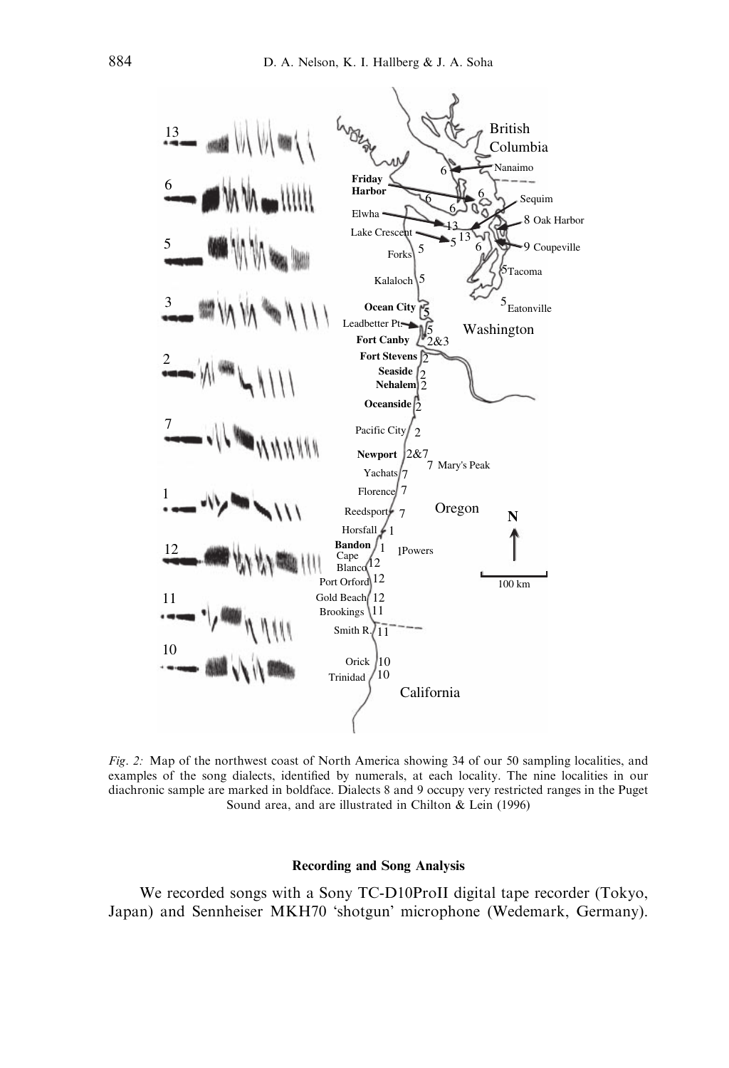Fig. 2: Map of the northwest coast of North America showing 34 of our 50 sampling localities, and examples of the song dialects, identified by numerals, at each locality. The nine localities in our diachronic sample are marked in boldface. Dialects 8 and 9 occupy very restricted ranges in the Puget Sound area, and are illustrated in Chilton & Lein (1996)

## Recording and Song Analysis

We recorded songs with a Sony TC-D10ProII digital tape recorder (Tokyo, Japan) and Sennheiser MKH70 'shotgun' microphone (Wedemark, Germany).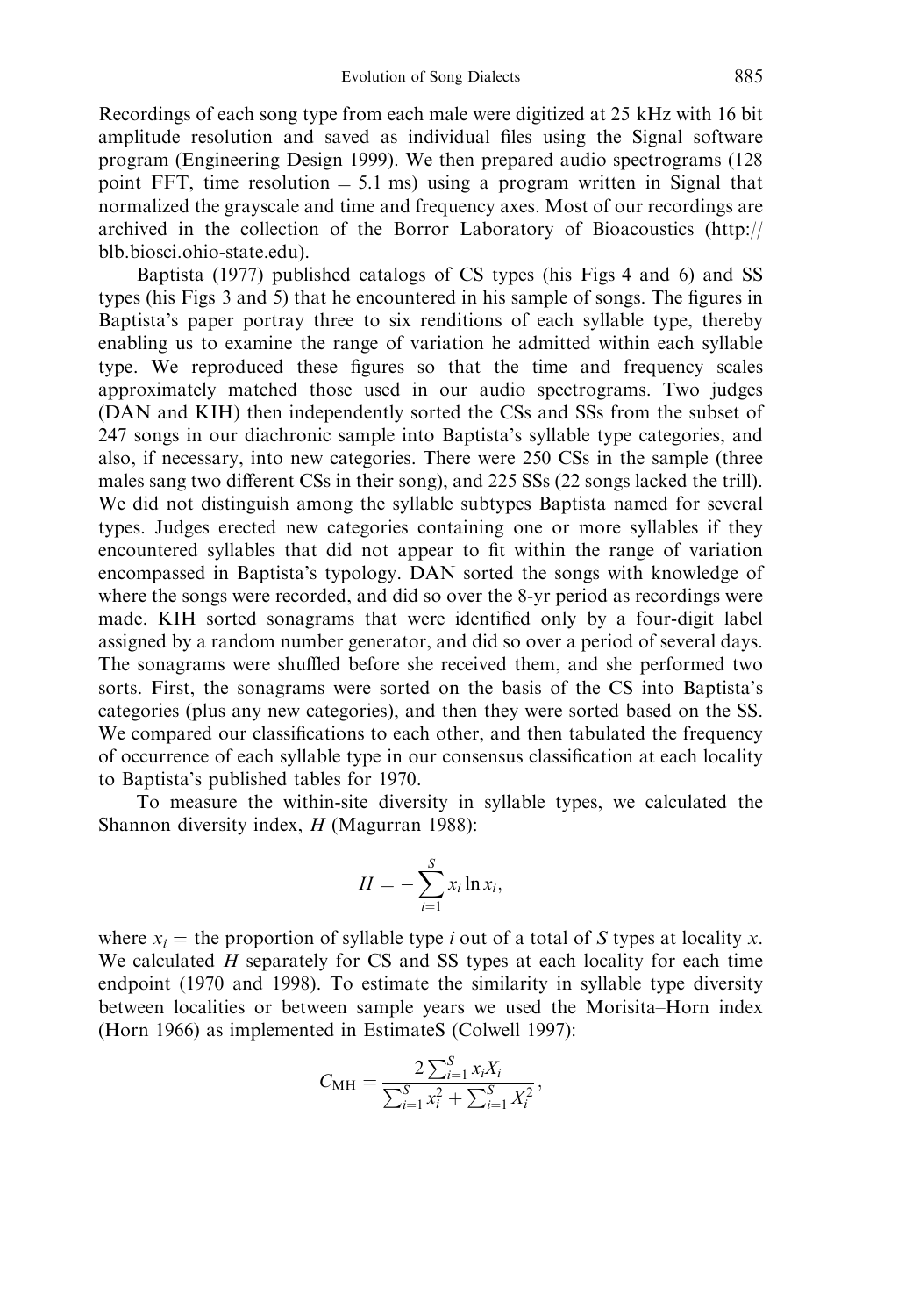Recordings of each song type from each male were digitized at 25 kHz with 16 bit amplitude resolution and saved as individual files using the Signal software program (Engineering Design 1999). We then prepared audio spectrograms (128 point FFT, time resolution = 5.1 ms) using a program written in Signal that normalized the grayscale and time and frequency axes. Most of our recordings are archived in the collection of the Borror Laboratory of Bioacoustics (http://blb.biosci.ohio-state.edu).

Baptista (1977) published catalogs of CS types (his Figs 4 and 6) and SS types (his Figs 3 and 5) that he encountered in his sample of songs. The figures in Baptista's paper portray three to six renditions of each syllable type, thereby enabling us to examine the range of variation he admitted within each syllable type. We reproduced these figures so that the time and frequency scales approximately matched those used in our audio spectrograms. Two judges (DAN and KIH) then independently sorted the CSs and SSs from the subset of 247 songs in our diachronic sample into Baptista's syllable type categories, and also, if necessary, into new categories. There were 250 CSs in the sample (three males sang two different CSs in their song), and 225 SSs (22 songs lacked the trill). We did not distinguish among the syllable subtypes Baptista named for several types. Judges erected new categories containing one or more syllables if they encountered syllables that did not appear to fit within the range of variation encompassed in Baptista's typology. DAN sorted the songs with knowledge of where the songs were recorded, and did so over the 8-yr period as recordings were made. KIH sorted sonagrams that were identified only by a four-digit label assigned by a random number generator, and did so over a period of several days. The sonagrams were shuffled before she received them, and she performed two sorts. First, the sonagrams were sorted on the basis of the CS into Baptista's categories (plus any new categories), and then they were sorted based on the SS. We compared our classifications to each other, and then tabulated the frequency of occurrence of each syllable type in our consensus classification at each locality to Baptista's published tables for 1970.

To measure the within-site diversity in syllable types, we calculated the Shannon diversity index, $H$ (Magurran 1988):

$$H = -\sum_{i=1}^{S} x_i \ln x_i,$$

where $x_i$ = the proportion of syllable type $i$ out of a total of $S$ types at locality $x$. We calculated $H$ separately for CS and SS types at each locality for each time endpoint (1970 and 1998). To estimate the similarity in syllable type diversity between localities or between sample years we used the Morisita–Horn index (Horn 1966) as implemented in EstimateS (Colwell 1997):

$$C_{\mathrm{MH}} = \frac{2\sum_{i=1}^{S} x_i X_i}{\sum_{i=1}^{S} x_i^2 + \sum_{i=1}^{S} X_i^2},$$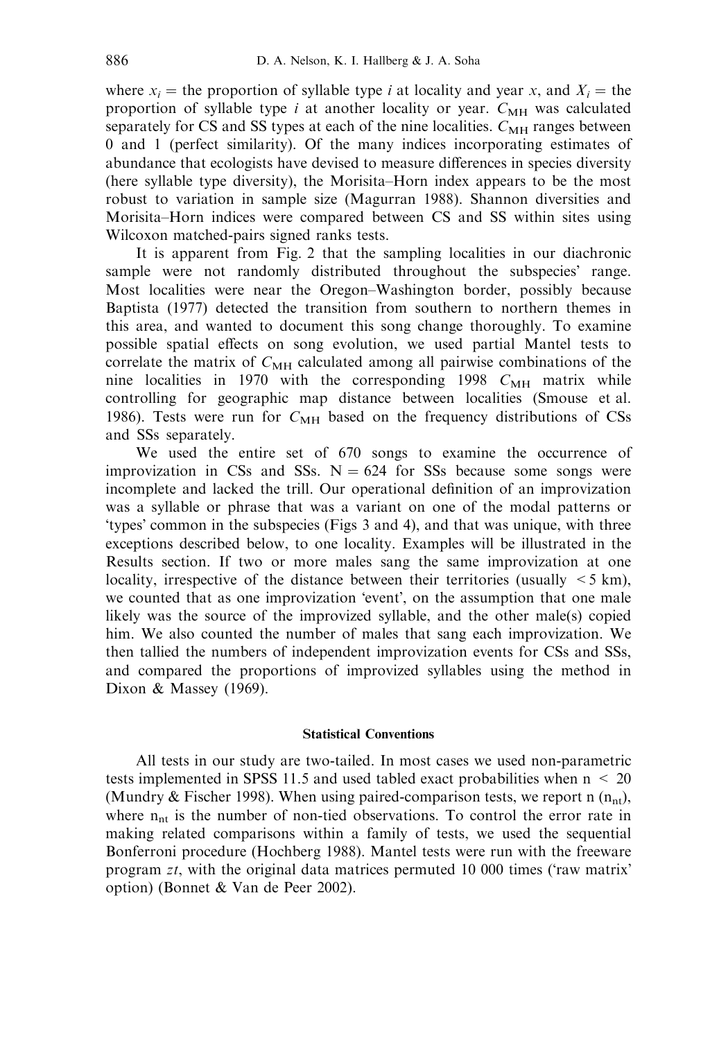where $x_i$ = the proportion of syllable type $i$ at locality and year $x$, and $X_i$ = the proportion of syllable type $i$ at another locality or year. $C_{\text{MH}}$ was calculated separately for CS and SS types at each of the nine localities. $C_{\text{MH}}$ ranges between 0 and 1 (perfect similarity). Of the many indices incorporating estimates of abundance that ecologists have devised to measure differences in species diversity (here syllable type diversity), the Morisita–Horn index appears to be the most robust to variation in sample size (Magurran 1988). Shannon diversities and Morisita–Horn indices were compared between CS and SS within sites using Wilcoxon matched-pairs signed ranks tests.

It is apparent from Fig. 2 that the sampling localities in our diachronic sample were not randomly distributed throughout the subspecies' range. Most localities were near the Oregon–Washington border, possibly because Baptista (1977) detected the transition from southern to northern themes in this area, and wanted to document this song change thoroughly. To examine possible spatial effects on song evolution, we used partial Mantel tests to correlate the matrix of $C_{\text{MH}}$ calculated among all pairwise combinations of the nine localities in 1970 with the corresponding 1998 $C_{\text{MH}}$ matrix while controlling for geographic map distance between localities (Smouse et al. 1986). Tests were run for $C_{\text{MH}}$ based on the frequency distributions of CSs and SSs separately.

We used the entire set of 670 songs to examine the occurrence of improvization in CSs and SSs. $N = 624$ for SSs because some songs were incomplete and lacked the trill. Our operational definition of an improvization was a syllable or phrase that was a variant on one of the modal patterns or 'types' common in the subspecies (Figs 3 and 4), and that was unique, with three exceptions described below, to one locality. Examples will be illustrated in the Results section. If two or more males sang the same improvization at one locality, irrespective of the distance between their territories (usually $< 5$ km), we counted that as one improvization 'event', on the assumption that one male likely was the source of the improvized syllable, and the other male(s) copied him. We also counted the number of males that sang each improvization. We then tallied the numbers of independent improvization events for CSs and SSs, and compared the proportions of improvized syllables using the method in Dixon & Massey (1969).

### Statistical Conventions

All tests in our study are two-tailed. In most cases we used non-parametric tests implemented in SPSS 11.5 and used tabled exact probabilities when $n < 20$ (Mundry & Fischer 1998). When using paired-comparison tests, we report n ($n_{nt}$), where $n_{nt}$ is the number of non-tied observations. To control the error rate in making related comparisons within a family of tests, we used the sequential Bonferroni procedure (Hochberg 1988). Mantel tests were run with the freeware program *zt*, with the original data matrices permuted 10 000 times ('raw matrix' option) (Bonnet & Van de Peer 2002).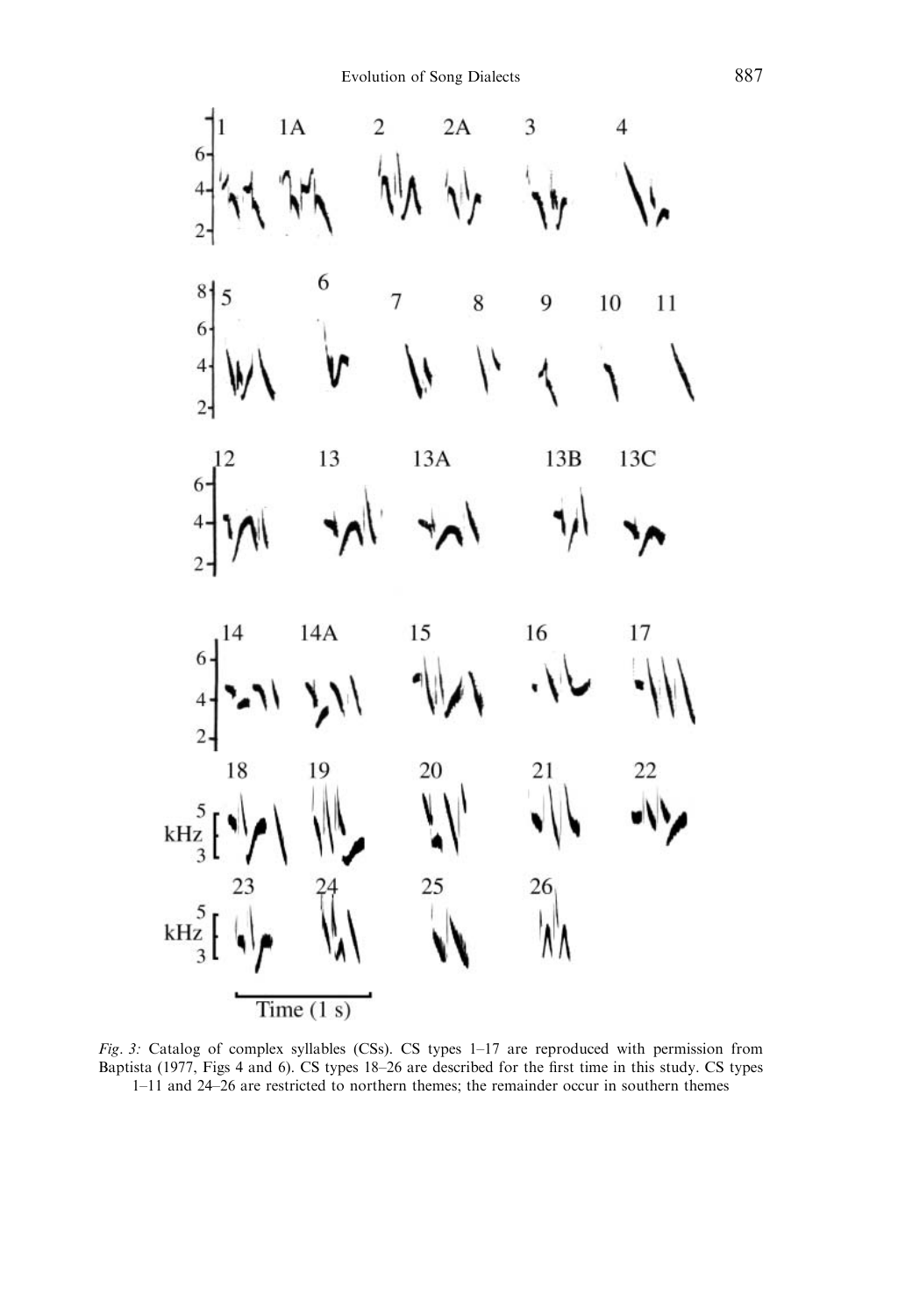*Fig. 3:* Catalog of complex syllables (CSs). CS types 1–17 are reproduced with permission from Baptista (1977, Figs 4 and 6). CS types 18–26 are described for the first time in this study. CS types 1–11 and 24–26 are restricted to northern themes; the remainder occur in southern themes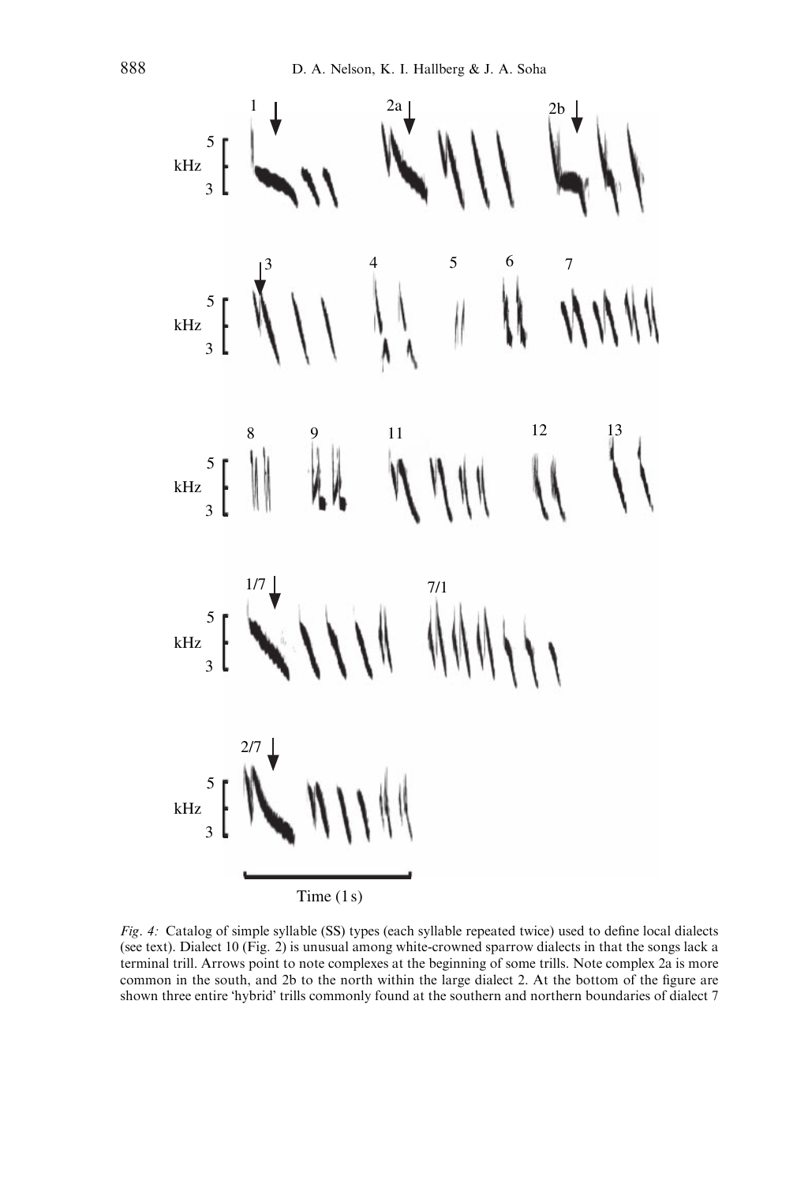*Fig. 4:* Catalog of simple syllable (SS) types (each syllable repeated twice) used to define local dialects (see text). Dialect 10 (Fig. 2) is unusual among white-crowned sparrow dialects in that the songs lack a terminal trill. Arrows point to note complexes at the beginning of some trills. Note complex 2a is more common in the south, and 2b to the north within the large dialect 2. At the bottom of the figure are shown three entire 'hybrid' trills commonly found at the southern and northern boundaries of dialect 7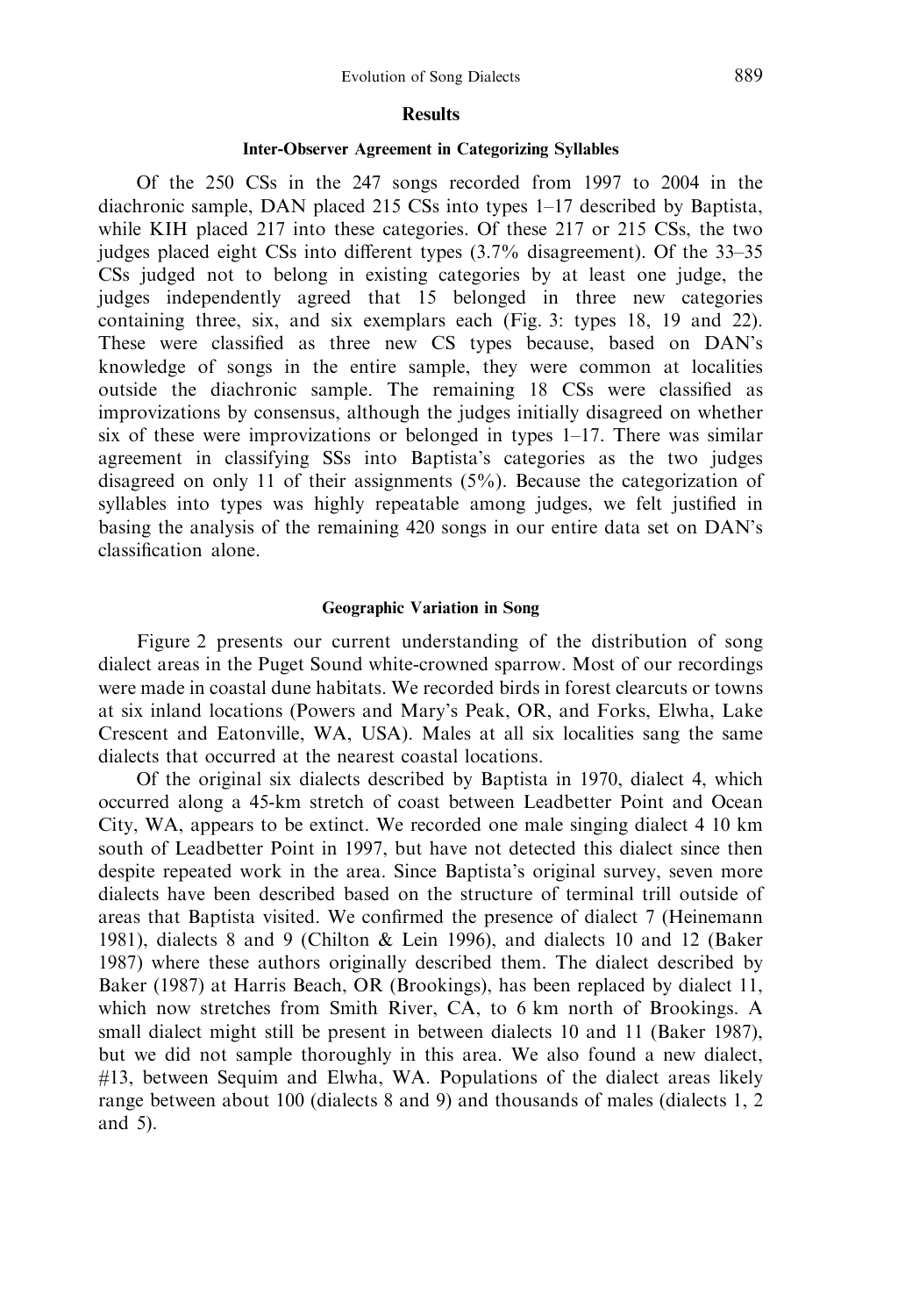## Results

### Inter-Observer Agreement in Categorizing Syllables

Of the 250 CSs in the 247 songs recorded from 1997 to 2004 in the diachronic sample, DAN placed 215 CSs into types 1–17 described by Baptista, while KIH placed 217 into these categories. Of these 217 or 215 CSs, the two judges placed eight CSs into different types (3.7% disagreement). Of the 33–35 CSs judged not to belong in existing categories by at least one judge, the judges independently agreed that 15 belonged in three new categories containing three, six, and six exemplars each (Fig. 3: types 18, 19 and 22). These were classified as three new CS types because, based on DAN's knowledge of songs in the entire sample, they were common at localities outside the diachronic sample. The remaining 18 CSs were classified as improvizations by consensus, although the judges initially disagreed on whether six of these were improvizations or belonged in types 1–17. There was similar agreement in classifying SSs into Baptista's categories as the two judges disagreed on only 11 of their assignments (5%). Because the categorization of syllables into types was highly repeatable among judges, we felt justified in basing the analysis of the remaining 420 songs in our entire data set on DAN's classification alone.

### Geographic Variation in Song

Figure 2 presents our current understanding of the distribution of song dialect areas in the Puget Sound white-crowned sparrow. Most of our recordings were made in coastal dune habitats. We recorded birds in forest clearcuts or towns at six inland locations (Powers and Mary's Peak, OR, and Forks, Elwha, Lake Crescent and Eatonville, WA, USA). Males at all six localities sang the same dialects that occurred at the nearest coastal locations.

Of the original six dialects described by Baptista in 1970, dialect 4, which occurred along a 45-km stretch of coast between Leadbetter Point and Ocean City, WA, appears to be extinct. We recorded one male singing dialect 4 10 km south of Leadbetter Point in 1997, but have not detected this dialect since then despite repeated work in the area. Since Baptista's original survey, seven more dialects have been described based on the structure of terminal trill outside of areas that Baptista visited. We confirmed the presence of dialect 7 (Heinemann 1981), dialects 8 and 9 (Chilton & Lein 1996), and dialects 10 and 12 (Baker 1987) where these authors originally described them. The dialect described by Baker (1987) at Harris Beach, OR (Brookings), has been replaced by dialect 11, which now stretches from Smith River, CA, to 6 km north of Brookings. A small dialect might still be present in between dialects 10 and 11 (Baker 1987), but we did not sample thoroughly in this area. We also found a new dialect, #13, between Sequim and Elwha, WA. Populations of the dialect areas likely range between about 100 (dialects 8 and 9) and thousands of males (dialects 1, 2 and 5).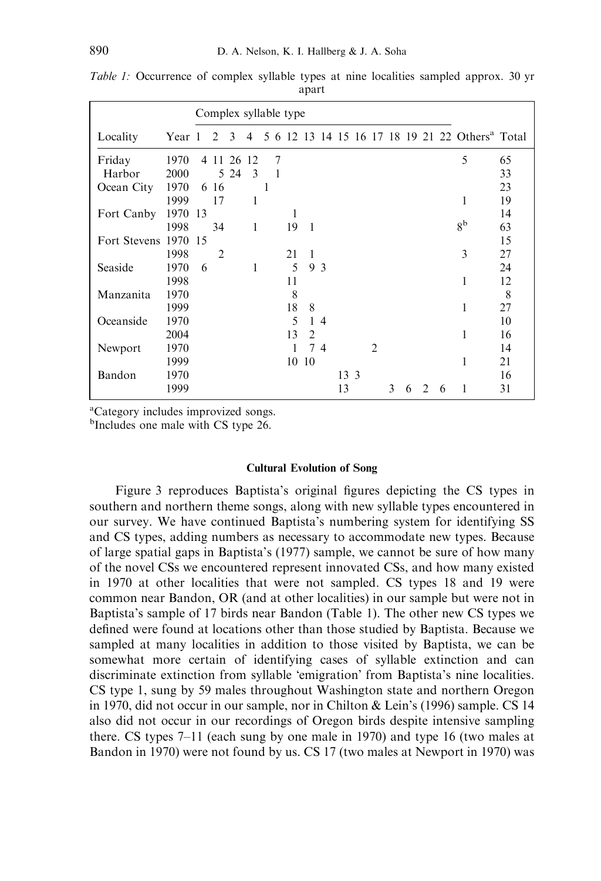*Table 1:* Occurrence of complex syllable types at nine localities sampled approx. 30 yr apart

| Locality | Year | Complex syllable type | | | | | | | | | | | | | | | | | Total |
|---|---|---|---|---|---|---|---|---|---|---|---|---|---|---|---|---|---|---|---|
| | | 1 | 2 | 3 | 4 | 5 | 6 | 12 | 13 | 14 | 15 | 16 | 17 | 18 | 19 | 21 | 22 | Others[a] | |
| Friday Harbor | 1970 | 4 | 11 | 26 | 12 | | 7 | | | | | | | | | | | 5 | 65 |
| | 2000 | | 5 | 24 | 3 | | 1 | | | | | | | | | | | | 33 |
| Ocean City | 1970 | 6 | 16 | | | 1 | | | | | | | | | | | | | 23 |
| | 1999 | | 17 | | 1 | | | | | | | | | | | | | 1 | 19 |
| Fort Canby | 1970 | 13 | | | | | | 1 | | | | | | | | | | | 14 |
| | 1998 | | 34 | | 1 | | | 19 | 1 | | | | | | | | | 8[b] | 63 |
| Fort Stevens | 1970 | 15 | | | | | | | | | | | | | | | | | 15 |
| | 1998 | | 2 | | | | | 21 | 1 | | | | | | | | | 3 | 27 |
| Seaside | 1970 | 6 | | | 1 | | | 5 | 9 | 3 | | | | | | | | | 24 |
| | 1998 | | | | | | | 11 | | | | | | | | | | 1 | 12 |
| Manzanita | 1970 | | | | | | | 8 | | | | | | | | | | | 8 |
| | 1999 | | | | | | | 18 | 8 | | | | | | | | | 1 | 27 |
| Oceanside | 1970 | | | | | | | 5 | 1 | 4 | | | | | | | | | 10 |
| | 2004 | | | | | | | 13 | 2 | | | | | | | | | 1 | 16 |
| Newport | 1970 | | | | | | | 1 | 7 | 4 | | | 2 | | | | | | 14 |
| | 1999 | | | | | | | 10 | 10 | | | | | | | | | 1 | 21 |
| Bandon | 1970 | | | | | | | | | | 13 | 3 | | | | | | | 16 |
| | 1999 | | | | | | | | | | 13 | | | 3 | 6 | 2 | 6 | 1 | 31 |

[a]Category includes improvized songs.
[b]Includes one male with CS type 26.

### Cultural Evolution of Song

Figure 3 reproduces Baptista's original figures depicting the CS types in southern and northern theme songs, along with new syllable types encountered in our survey. We have continued Baptista's numbering system for identifying SS and CS types, adding numbers as necessary to accommodate new types. Because of large spatial gaps in Baptista's (1977) sample, we cannot be sure of how many of the novel CSs we encountered represent innovated CSs, and how many existed in 1970 at other localities that were not sampled. CS types 18 and 19 were common near Bandon, OR (and at other localities) in our sample but were not in Baptista's sample of 17 birds near Bandon (Table 1). The other new CS types we defined were found at locations other than those studied by Baptista. Because we sampled at many localities in addition to those visited by Baptista, we can be somewhat more certain of identifying cases of syllable extinction and can discriminate extinction from syllable 'emigration' from Baptista's nine localities. CS type 1, sung by 59 males throughout Washington state and northern Oregon in 1970, did not occur in our sample, nor in Chilton & Lein's (1996) sample. CS 14 also did not occur in our recordings of Oregon birds despite intensive sampling there. CS types 7–11 (each sung by one male in 1970) and type 16 (two males at Bandon in 1970) were not found by us. CS 17 (two males at Newport in 1970) was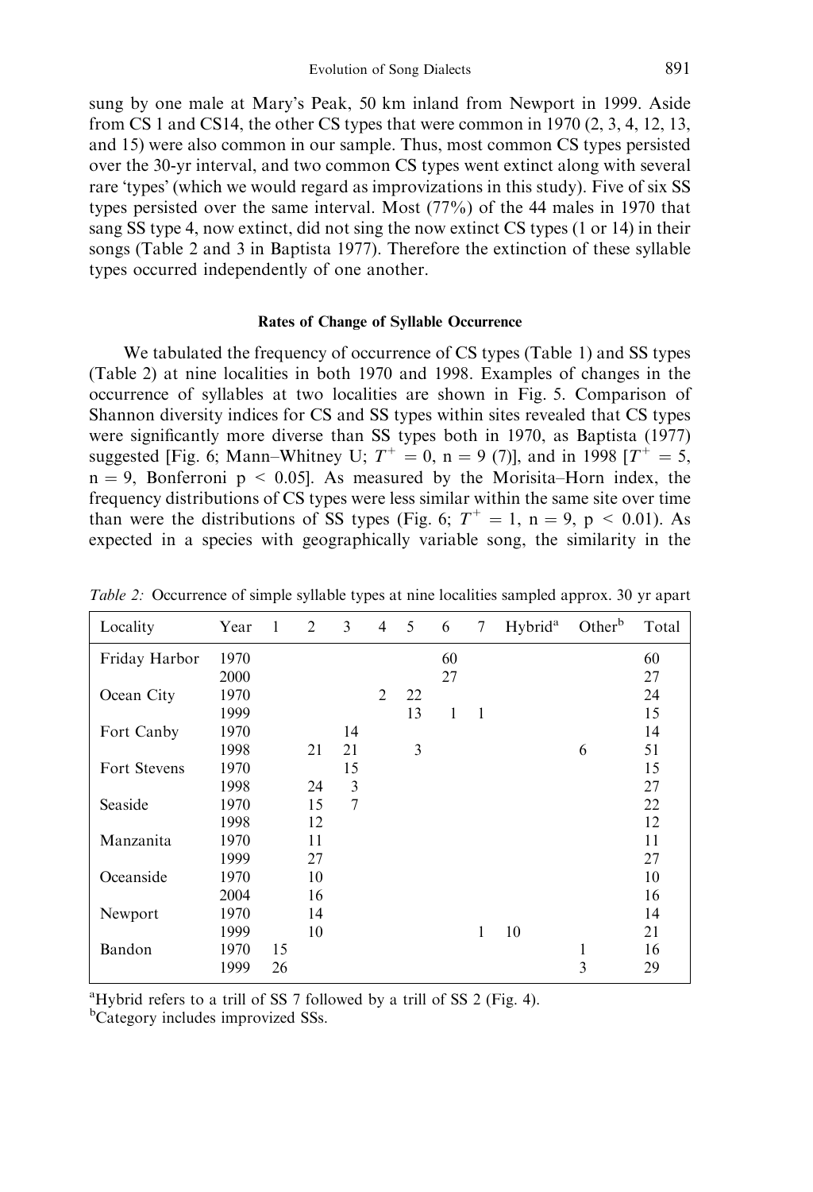sung by one male at Mary's Peak, 50 km inland from Newport in 1999. Aside from CS 1 and CS14, the other CS types that were common in 1970 (2, 3, 4, 12, 13, and 15) were also common in our sample. Thus, most common CS types persisted over the 30-yr interval, and two common CS types went extinct along with several rare 'types' (which we would regard as improvizations in this study). Five of six SS types persisted over the same interval. Most (77%) of the 44 males in 1970 that sang SS type 4, now extinct, did not sing the now extinct CS types (1 or 14) in their songs (Table 2 and 3 in Baptista 1977). Therefore the extinction of these syllable types occurred independently of one another.

### Rates of Change of Syllable Occurrence

We tabulated the frequency of occurrence of CS types (Table 1) and SS types (Table 2) at nine localities in both 1970 and 1998. Examples of changes in the occurrence of syllables at two localities are shown in Fig. 5. Comparison of Shannon diversity indices for CS and SS types within sites revealed that CS types were significantly more diverse than SS types both in 1970, as Baptista (1977) suggested [Fig. 6; Mann–Whitney U; $T^+ = 0$, n = 9 (7)], and in 1998 [$T^+ = 5$, n = 9, Bonferroni $p < 0.05$]. As measured by the Morisita–Horn index, the frequency distributions of CS types were less similar within the same site over time than were the distributions of SS types (Fig. 6; $T^+ = 1$, n = 9, $p < 0.01$). As expected in a species with geographically variable song, the similarity in the

*Table 2:* Occurrence of simple syllable types at nine localities sampled approx. 30 yr apart

| Locality | Year | 1 | 2 | 3 | 4 | 5 | 6 | 7 | Hybrid[a] | Other[b] | Total |
|---|---|---|---|---|---|---|---|---|---|---|---|
| Friday Harbor | 1970 | | | | | | 60 | | | | 60 |
| | 2000 | | | | | | 27 | | | | 27 |
| Ocean City | 1970 | | | | 2 | 22 | | | | | 24 |
| | 1999 | | | | | 13 | 1 | 1 | | | 15 |
| Fort Canby | 1970 | | | 14 | | | | | | | 14 |
| | 1998 | | 21 | 21 | | 3 | | | | 6 | 51 |
| Fort Stevens | 1970 | | | 15 | | | | | | | 15 |
| | 1998 | | 24 | 3 | | | | | | | 27 |
| Seaside | 1970 | | 15 | 7 | | | | | | | 22 |
| | 1998 | | 12 | | | | | | | | 12 |
| Manzanita | 1970 | | 11 | | | | | | | | 11 |
| | 1999 | | 27 | | | | | | | | 27 |
| Oceanside | 1970 | | 10 | | | | | | | | 10 |
| | 2004 | | 16 | | | | | | | | 16 |
| Newport | 1970 | | 14 | | | | | | | | 14 |
| | 1999 | | 10 | | | | | 1 | 10 | | 21 |
| Bandon | 1970 | 15 | | | | | | | | 1 | 16 |
| | 1999 | 26 | | | | | | | | 3 | 29 |

[a]Hybrid refers to a trill of SS 7 followed by a trill of SS 2 (Fig. 4).
[b]Category includes improvized SSs.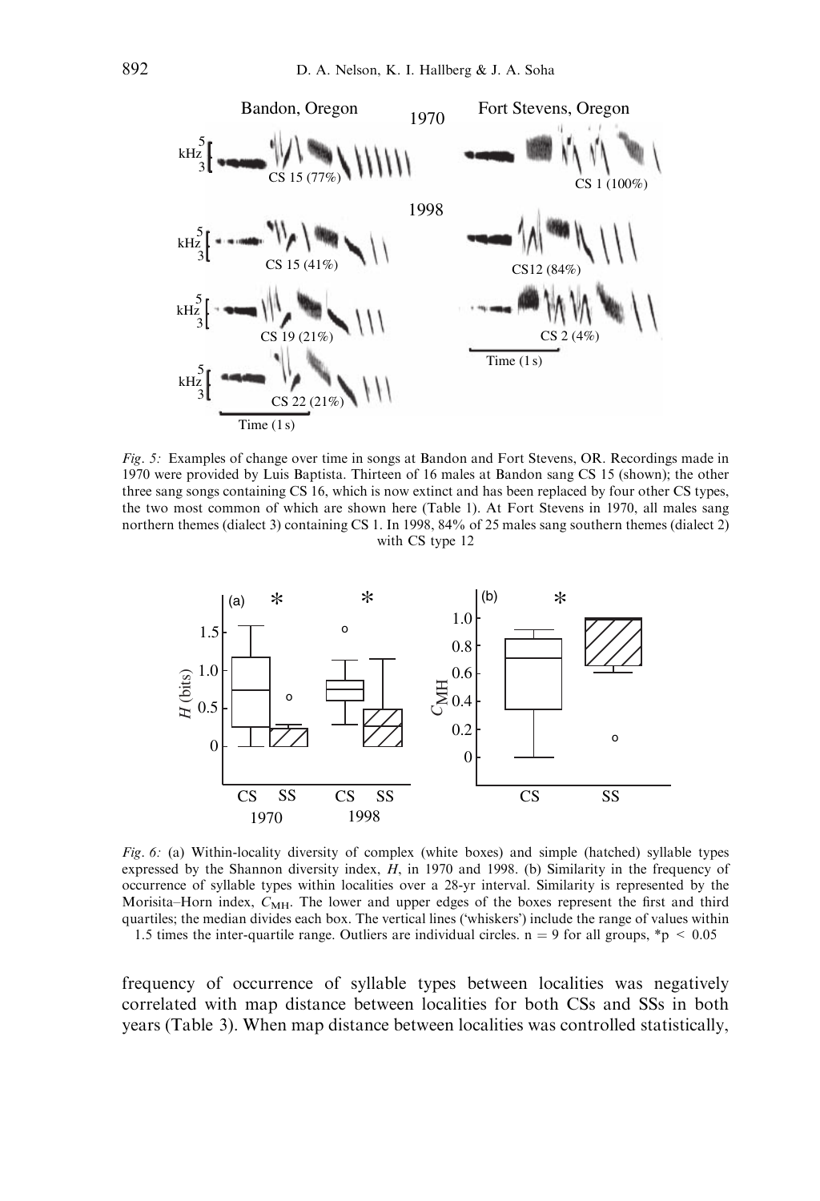Fig. 5: Examples of change over time in songs at Bandon and Fort Stevens, OR. Recordings made in 1970 were provided by Luis Baptista. Thirteen of 16 males at Bandon sang CS 15 (shown); the other three sang songs containing CS 16, which is now extinct and has been replaced by four other CS types, the two most common of which are shown here (Table 1). At Fort Stevens in 1970, all males sang northern themes (dialect 3) containing CS 1. In 1998, 84% of 25 males sang southern themes (dialect 2) with CS type 12

Fig. 6: (a) Within-locality diversity of complex (white boxes) and simple (hatched) syllable types expressed by the Shannon diversity index, $H$, in 1970 and 1998. (b) Similarity in the frequency of occurrence of syllable types within localities over a 28-yr interval. Similarity is represented by the Morisita–Horn index, $C_{MH}$. The lower and upper edges of the boxes represent the first and third quartiles; the median divides each box. The vertical lines ('whiskers') include the range of values within 1.5 times the inter-quartile range. Outliers are individual circles. n = 9 for all groups, $^{*}p < 0.05$

frequency of occurrence of syllable types between localities was negatively correlated with map distance between localities for both CSs and SSs in both years (Table 3). When map distance between localities was controlled statistically,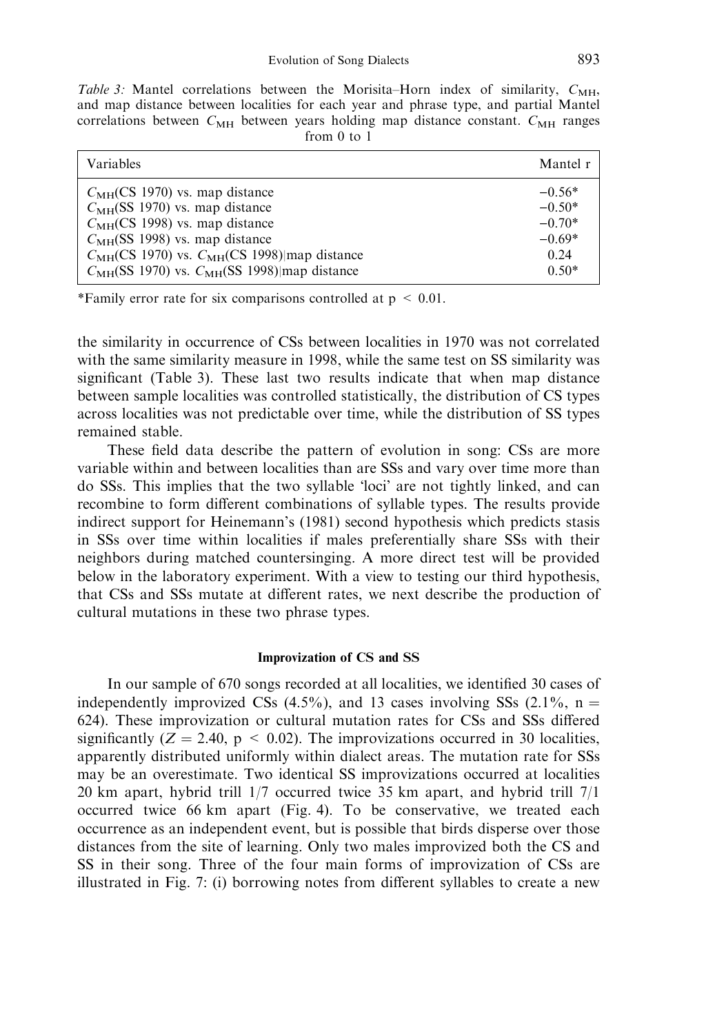*Table 3:* Mantel correlations between the Morisita–Horn index of similarity, $C_{MH}$, and map distance between localities for each year and phrase type, and partial Mantel correlations between $C_{MH}$ between years holding map distance constant. $C_{MH}$ ranges from 0 to 1

| Variables | Mantel r |
| --- | --- |
| $C_{MH}$(CS 1970) vs. map distance | −0.56* |
| $C_{MH}$(SS 1970) vs. map distance | −0.50* |
| $C_{MH}$(CS 1998) vs. map distance | −0.70* |
| $C_{MH}$(SS 1998) vs. map distance | −0.69* |
| $C_{MH}$(CS 1970) vs. $C_{MH}$(CS 1998)\|map distance | 0.24 |
| $C_{MH}$(SS 1970) vs. $C_{MH}$(SS 1998)\|map distance | 0.50* |

*Family error rate for six comparisons controlled at $p < 0.01$.

the similarity in occurrence of CSs between localities in 1970 was not correlated with the same similarity measure in 1998, while the same test on SS similarity was significant (Table 3). These last two results indicate that when map distance between sample localities was controlled statistically, the distribution of CS types across localities was not predictable over time, while the distribution of SS types remained stable.

These field data describe the pattern of evolution in song: CSs are more variable within and between localities than are SSs and vary over time more than do SSs. This implies that the two syllable 'loci' are not tightly linked, and can recombine to form different combinations of syllable types. The results provide indirect support for Heinemann's (1981) second hypothesis which predicts stasis in SSs over time within localities if males preferentially share SSs with their neighbors during matched countersinging. A more direct test will be provided below in the laboratory experiment. With a view to testing our third hypothesis, that CSs and SSs mutate at different rates, we next describe the production of cultural mutations in these two phrase types.

### Improvization of CS and SS

In our sample of 670 songs recorded at all localities, we identified 30 cases of independently improvized CSs (4.5%), and 13 cases involving SSs (2.1%, $n = 624$). These improvization or cultural mutation rates for CSs and SSs differed significantly ($Z = 2.40$, $p < 0.02$). The improvizations occurred in 30 localities, apparently distributed uniformly within dialect areas. The mutation rate for SSs may be an overestimate. Two identical SS improvizations occurred at localities 20 km apart, hybrid trill 1/7 occurred twice 35 km apart, and hybrid trill 7/1 occurred twice 66 km apart (Fig. 4). To be conservative, we treated each occurrence as an independent event, but is possible that birds disperse over those distances from the site of learning. Only two males improvized both the CS and SS in their song. Three of the four main forms of improvization of CSs are illustrated in Fig. 7: (i) borrowing notes from different syllables to create a new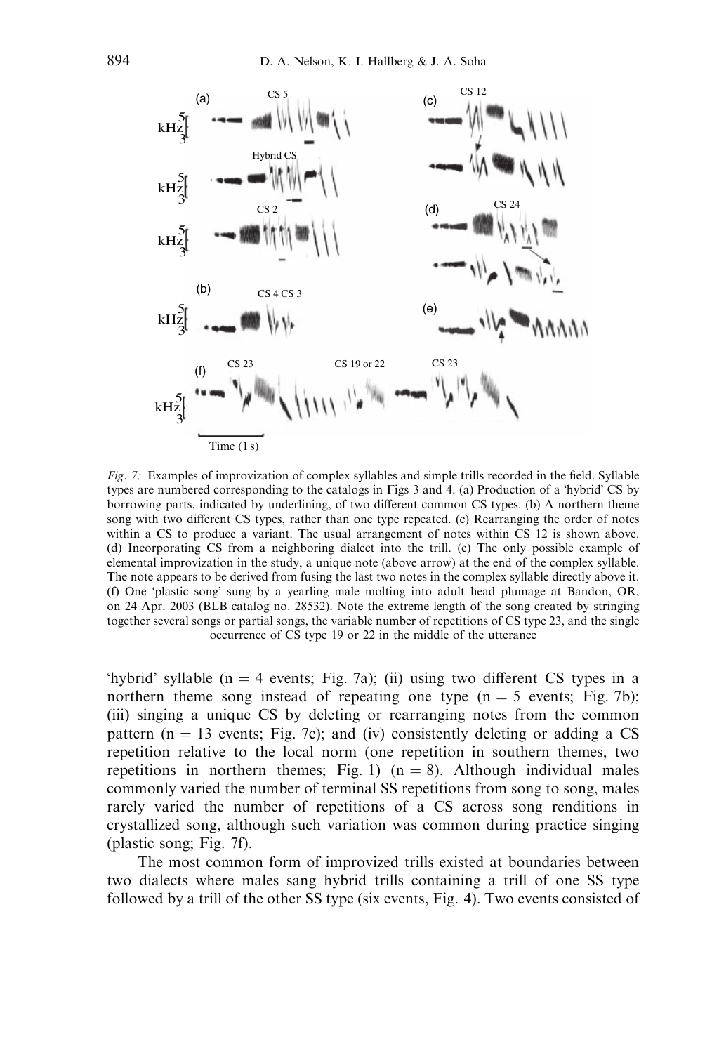*Fig. 7:* Examples of improvization of complex syllables and simple trills recorded in the field. Syllable types are numbered corresponding to the catalogs in Figs 3 and 4. (a) Production of a 'hybrid' CS by borrowing parts, indicated by underlining, of two different common CS types. (b) A northern theme song with two different CS types, rather than one type repeated. (c) Rearranging the order of notes within a CS to produce a variant. The usual arrangement of notes within CS 12 is shown above. (d) Incorporating CS from a neighboring dialect into the trill. (e) The only possible example of elemental improvization in the study, a unique note (above arrow) at the end of the complex syllable. The note appears to be derived from fusing the last two notes in the complex syllable directly above it. (f) One 'plastic song' sung by a yearling male molting into adult head plumage at Bandon, OR, on 24 Apr. 2003 (BLB catalog no. 28532). Note the extreme length of the song created by stringing together several songs or partial songs, the variable number of repetitions of CS type 23, and the single occurrence of CS type 19 or 22 in the middle of the utterance

'hybrid' syllable ($n = 4$ events; Fig. 7a); (ii) using two different CS types in a northern theme song instead of repeating one type ($n = 5$ events; Fig. 7b); (iii) singing a unique CS by deleting or rearranging notes from the common pattern ($n = 13$ events; Fig. 7c); and (iv) consistently deleting or adding a CS repetition relative to the local norm (one repetition in southern themes, two repetitions in northern themes; Fig. 1) ($n = 8$). Although individual males commonly varied the number of terminal SS repetitions from song to song, males rarely varied the number of repetitions of a CS across song renditions in crystallized song, although such variation was common during practice singing (plastic song; Fig. 7f).

The most common form of improvized trills existed at boundaries between two dialects where males sang hybrid trills containing a trill of one SS type followed by a trill of the other SS type (six events, Fig. 4). Two events consisted of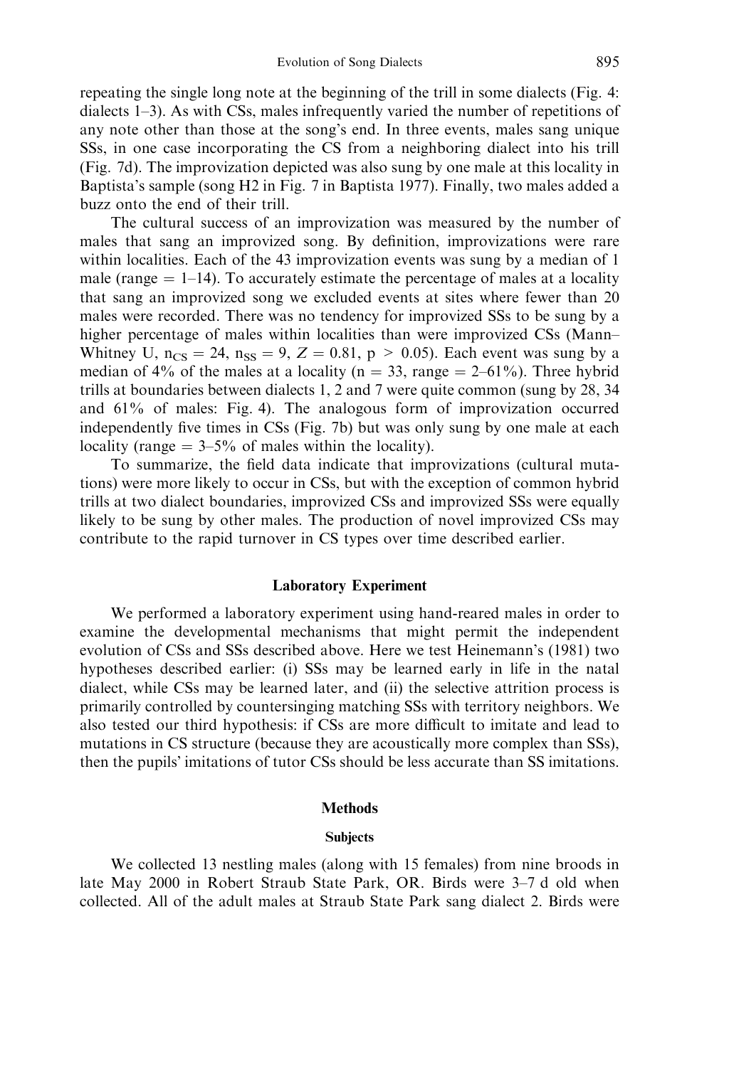repeating the single long note at the beginning of the trill in some dialects (Fig. 4: dialects 1–3). As with CSs, males infrequently varied the number of repetitions of any note other than those at the song's end. In three events, males sang unique SSs, in one case incorporating the CS from a neighboring dialect into his trill (Fig. 7d). The improvization depicted was also sung by one male at this locality in Baptista's sample (song H2 in Fig. 7 in Baptista 1977). Finally, two males added a buzz onto the end of their trill.

The cultural success of an improvization was measured by the number of males that sang an improvized song. By definition, improvizations were rare within localities. Each of the 43 improvization events was sung by a median of 1 male (range = 1–14). To accurately estimate the percentage of males at a locality that sang an improvized song we excluded events at sites where fewer than 20 males were recorded. There was no tendency for improvized SSs to be sung by a higher percentage of males within localities than were improvized CSs (Mann–Whitney U, $n_{CS} = 24$, $n_{SS} = 9$, $Z = 0.81$, $p > 0.05$). Each event was sung by a median of 4% of the males at a locality (n = 33, range = 2–61%). Three hybrid trills at boundaries between dialects 1, 2 and 7 were quite common (sung by 28, 34 and 61% of males: Fig. 4). The analogous form of improvization occurred independently five times in CSs (Fig. 7b) but was only sung by one male at each locality (range = 3–5% of males within the locality).

To summarize, the field data indicate that improvizations (cultural mutations) were more likely to occur in CSs, but with the exception of common hybrid trills at two dialect boundaries, improvized CSs and improvized SSs were equally likely to be sung by other males. The production of novel improvized CSs may contribute to the rapid turnover in CS types over time described earlier.

## Laboratory Experiment

We performed a laboratory experiment using hand-reared males in order to examine the developmental mechanisms that might permit the independent evolution of CSs and SSs described above. Here we test Heinemann's (1981) two hypotheses described earlier: (i) SSs may be learned early in life in the natal dialect, while CSs may be learned later, and (ii) the selective attrition process is primarily controlled by countersinging matching SSs with territory neighbors. We also tested our third hypothesis: if CSs are more difficult to imitate and lead to mutations in CS structure (because they are acoustically more complex than SSs), then the pupils' imitations of tutor CSs should be less accurate than SS imitations.

### Methods

#### Subjects

We collected 13 nestling males (along with 15 females) from nine broods in late May 2000 in Robert Straub State Park, OR. Birds were 3–7 d old when collected. All of the adult males at Straub State Park sang dialect 2. Birds were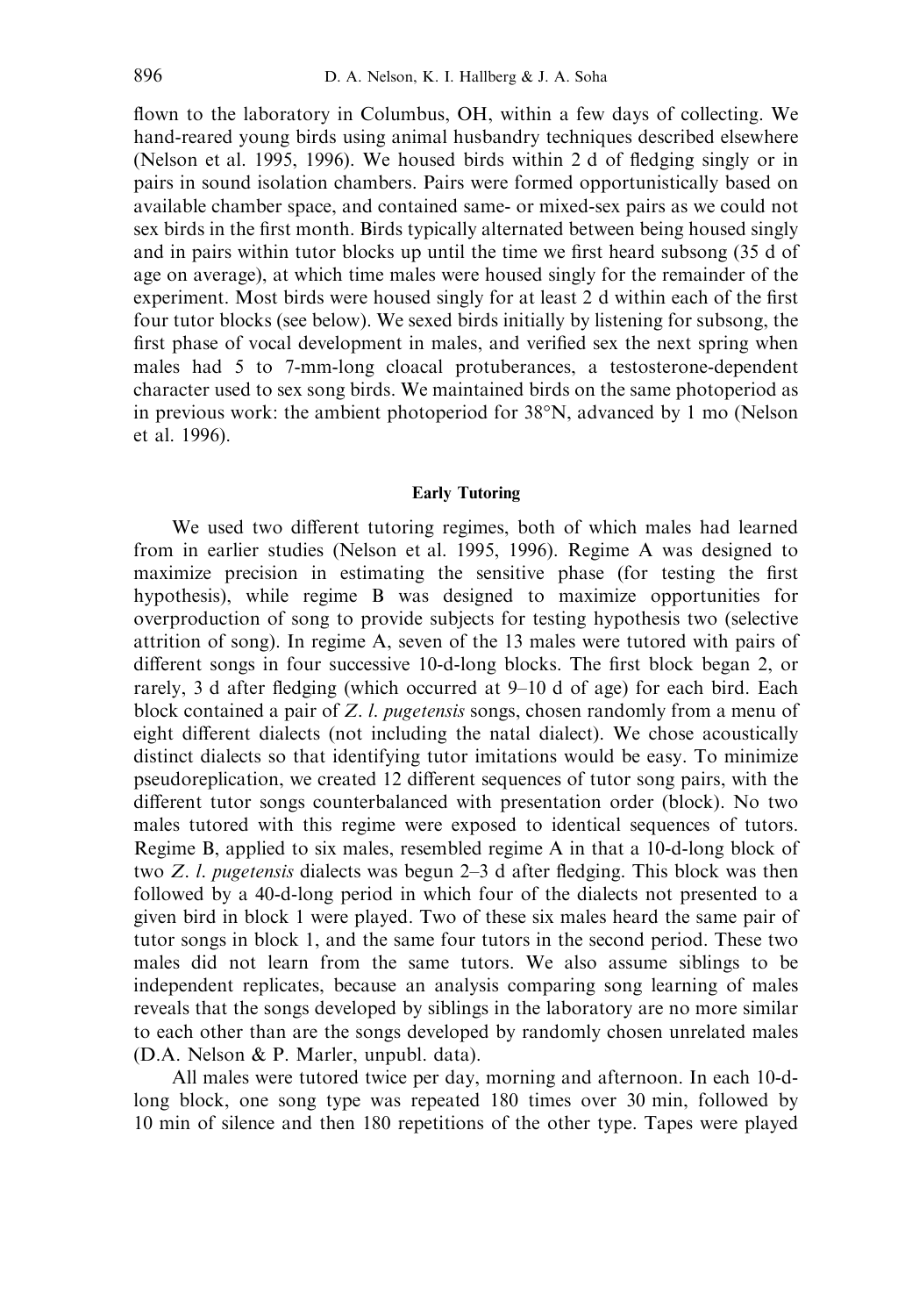flown to the laboratory in Columbus, OH, within a few days of collecting. We hand-reared young birds using animal husbandry techniques described elsewhere (Nelson et al. 1995, 1996). We housed birds within 2 d of fledging singly or in pairs in sound isolation chambers. Pairs were formed opportunistically based on available chamber space, and contained same- or mixed-sex pairs as we could not sex birds in the first month. Birds typically alternated between being housed singly and in pairs within tutor blocks up until the time we first heard subsong (35 d of age on average), at which time males were housed singly for the remainder of the experiment. Most birds were housed singly for at least 2 d within each of the first four tutor blocks (see below). We sexed birds initially by listening for subsong, the first phase of vocal development in males, and verified sex the next spring when males had 5 to 7-mm-long cloacal protuberances, a testosterone-dependent character used to sex song birds. We maintained birds on the same photoperiod as in previous work: the ambient photoperiod for 38°N, advanced by 1 mo (Nelson et al. 1996).

### Early Tutoring

We used two different tutoring regimes, both of which males had learned from in earlier studies (Nelson et al. 1995, 1996). Regime A was designed to maximize precision in estimating the sensitive phase (for testing the first hypothesis), while regime B was designed to maximize opportunities for overproduction of song to provide subjects for testing hypothesis two (selective attrition of song). In regime A, seven of the 13 males were tutored with pairs of different songs in four successive 10-d-long blocks. The first block began 2, or rarely, 3 d after fledging (which occurred at 9–10 d of age) for each bird. Each block contained a pair of *Z. l. pugetensis* songs, chosen randomly from a menu of eight different dialects (not including the natal dialect). We chose acoustically distinct dialects so that identifying tutor imitations would be easy. To minimize pseudoreplication, we created 12 different sequences of tutor song pairs, with the different tutor songs counterbalanced with presentation order (block). No two males tutored with this regime were exposed to identical sequences of tutors. Regime B, applied to six males, resembled regime A in that a 10-d-long block of two *Z. l. pugetensis* dialects was begun 2–3 d after fledging. This block was then followed by a 40-d-long period in which four of the dialects not presented to a given bird in block 1 were played. Two of these six males heard the same pair of tutor songs in block 1, and the same four tutors in the second period. These two males did not learn from the same tutors. We also assume siblings to be independent replicates, because an analysis comparing song learning of males reveals that the songs developed by siblings in the laboratory are no more similar to each other than are the songs developed by randomly chosen unrelated males (D.A. Nelson & P. Marler, unpubl. data).

All males were tutored twice per day, morning and afternoon. In each 10-d-long block, one song type was repeated 180 times over 30 min, followed by 10 min of silence and then 180 repetitions of the other type. Tapes were played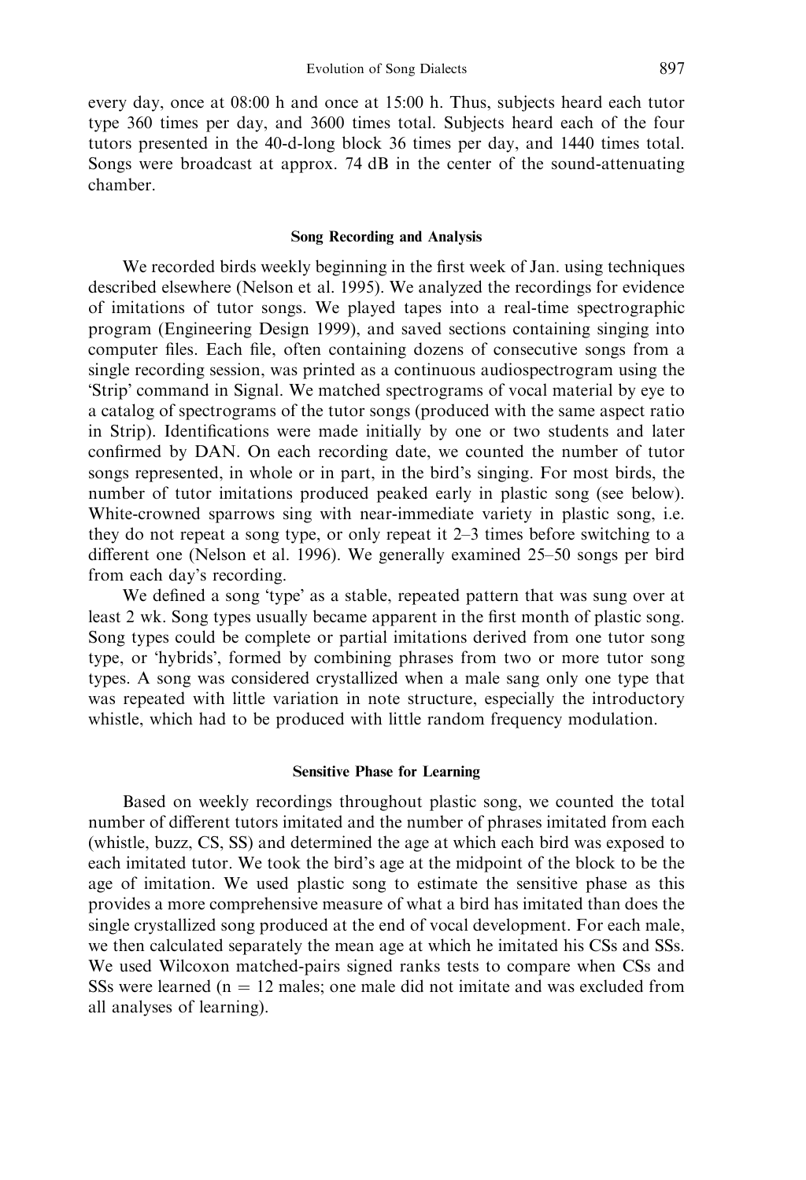every day, once at 08:00 h and once at 15:00 h. Thus, subjects heard each tutor type 360 times per day, and 3600 times total. Subjects heard each of the four tutors presented in the 40-d-long block 36 times per day, and 1440 times total. Songs were broadcast at approx. 74 dB in the center of the sound-attenuating chamber.

### Song Recording and Analysis

We recorded birds weekly beginning in the first week of Jan. using techniques described elsewhere (Nelson et al. 1995). We analyzed the recordings for evidence of imitations of tutor songs. We played tapes into a real-time spectrographic program (Engineering Design 1999), and saved sections containing singing into computer files. Each file, often containing dozens of consecutive songs from a single recording session, was printed as a continuous audiospectrogram using the 'Strip' command in Signal. We matched spectrograms of vocal material by eye to a catalog of spectrograms of the tutor songs (produced with the same aspect ratio in Strip). Identifications were made initially by one or two students and later confirmed by DAN. On each recording date, we counted the number of tutor songs represented, in whole or in part, in the bird's singing. For most birds, the number of tutor imitations produced peaked early in plastic song (see below). White-crowned sparrows sing with near-immediate variety in plastic song, i.e. they do not repeat a song type, or only repeat it 2–3 times before switching to a different one (Nelson et al. 1996). We generally examined 25–50 songs per bird from each day's recording.

We defined a song 'type' as a stable, repeated pattern that was sung over at least 2 wk. Song types usually became apparent in the first month of plastic song. Song types could be complete or partial imitations derived from one tutor song type, or 'hybrids', formed by combining phrases from two or more tutor song types. A song was considered crystallized when a male sang only one type that was repeated with little variation in note structure, especially the introductory whistle, which had to be produced with little random frequency modulation.

### Sensitive Phase for Learning

Based on weekly recordings throughout plastic song, we counted the total number of different tutors imitated and the number of phrases imitated from each (whistle, buzz, CS, SS) and determined the age at which each bird was exposed to each imitated tutor. We took the bird's age at the midpoint of the block to be the age of imitation. We used plastic song to estimate the sensitive phase as this provides a more comprehensive measure of what a bird has imitated than does the single crystallized song produced at the end of vocal development. For each male, we then calculated separately the mean age at which he imitated his CSs and SSs. We used Wilcoxon matched-pairs signed ranks tests to compare when CSs and SSs were learned ($n = 12$ males; one male did not imitate and was excluded from all analyses of learning).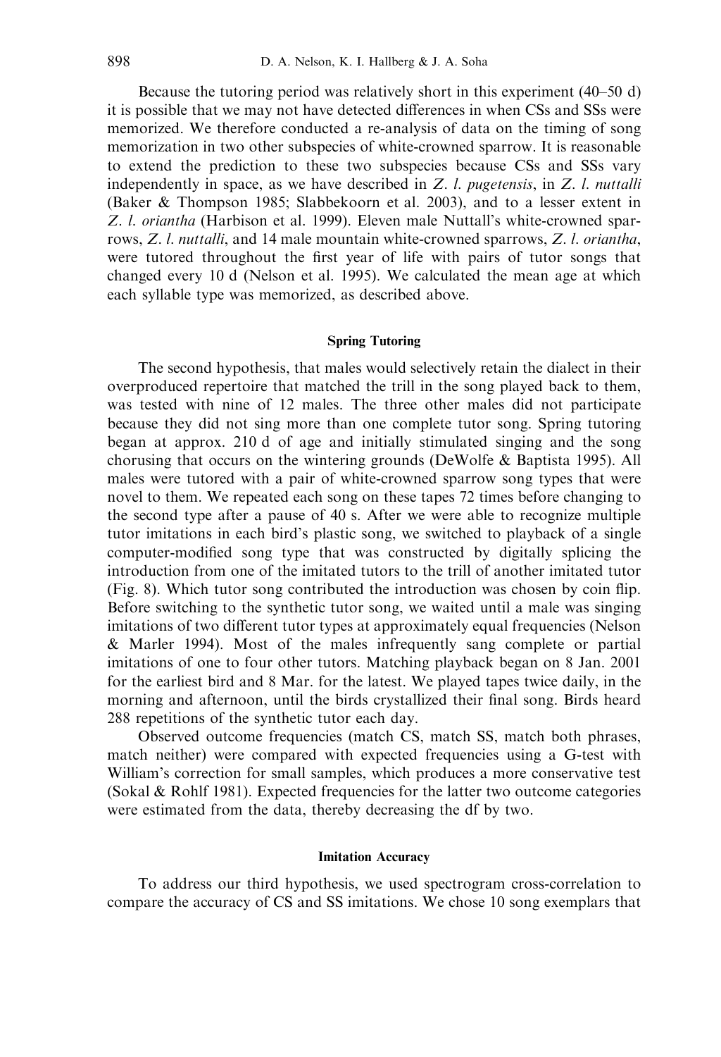Because the tutoring period was relatively short in this experiment (40–50 d) it is possible that we may not have detected differences in when CSs and SSs were memorized. We therefore conducted a re-analysis of data on the timing of song memorization in two other subspecies of white-crowned sparrow. It is reasonable to extend the prediction to these two subspecies because CSs and SSs vary independently in space, as we have described in *Z. l. pugetensis*, in *Z. l. nuttalli* (Baker & Thompson 1985; Slabbekoorn et al. 2003), and to a lesser extent in *Z. l. oriantha* (Harbison et al. 1999). Eleven male Nuttall's white-crowned sparrows, *Z. l. nuttalli*, and 14 male mountain white-crowned sparrows, *Z. l. oriantha*, were tutored throughout the first year of life with pairs of tutor songs that changed every 10 d (Nelson et al. 1995). We calculated the mean age at which each syllable type was memorized, as described above.

#### Spring Tutoring

The second hypothesis, that males would selectively retain the dialect in their overproduced repertoire that matched the trill in the song played back to them, was tested with nine of 12 males. The three other males did not participate because they did not sing more than one complete tutor song. Spring tutoring began at approx. 210 d of age and initially stimulated singing and the song chorusing that occurs on the wintering grounds (DeWolfe & Baptista 1995). All males were tutored with a pair of white-crowned sparrow song types that were novel to them. We repeated each song on these tapes 72 times before changing to the second type after a pause of 40 s. After we were able to recognize multiple tutor imitations in each bird's plastic song, we switched to playback of a single computer-modified song type that was constructed by digitally splicing the introduction from one of the imitated tutors to the trill of another imitated tutor (Fig. 8). Which tutor song contributed the introduction was chosen by coin flip. Before switching to the synthetic tutor song, we waited until a male was singing imitations of two different tutor types at approximately equal frequencies (Nelson & Marler 1994). Most of the males infrequently sang complete or partial imitations of one to four other tutors. Matching playback began on 8 Jan. 2001 for the earliest bird and 8 Mar. for the latest. We played tapes twice daily, in the morning and afternoon, until the birds crystallized their final song. Birds heard 288 repetitions of the synthetic tutor each day.

Observed outcome frequencies (match CS, match SS, match both phrases, match neither) were compared with expected frequencies using a G-test with William's correction for small samples, which produces a more conservative test (Sokal & Rohlf 1981). Expected frequencies for the latter two outcome categories were estimated from the data, thereby decreasing the df by two.

#### Imitation Accuracy

To address our third hypothesis, we used spectrogram cross-correlation to compare the accuracy of CS and SS imitations. We chose 10 song exemplars that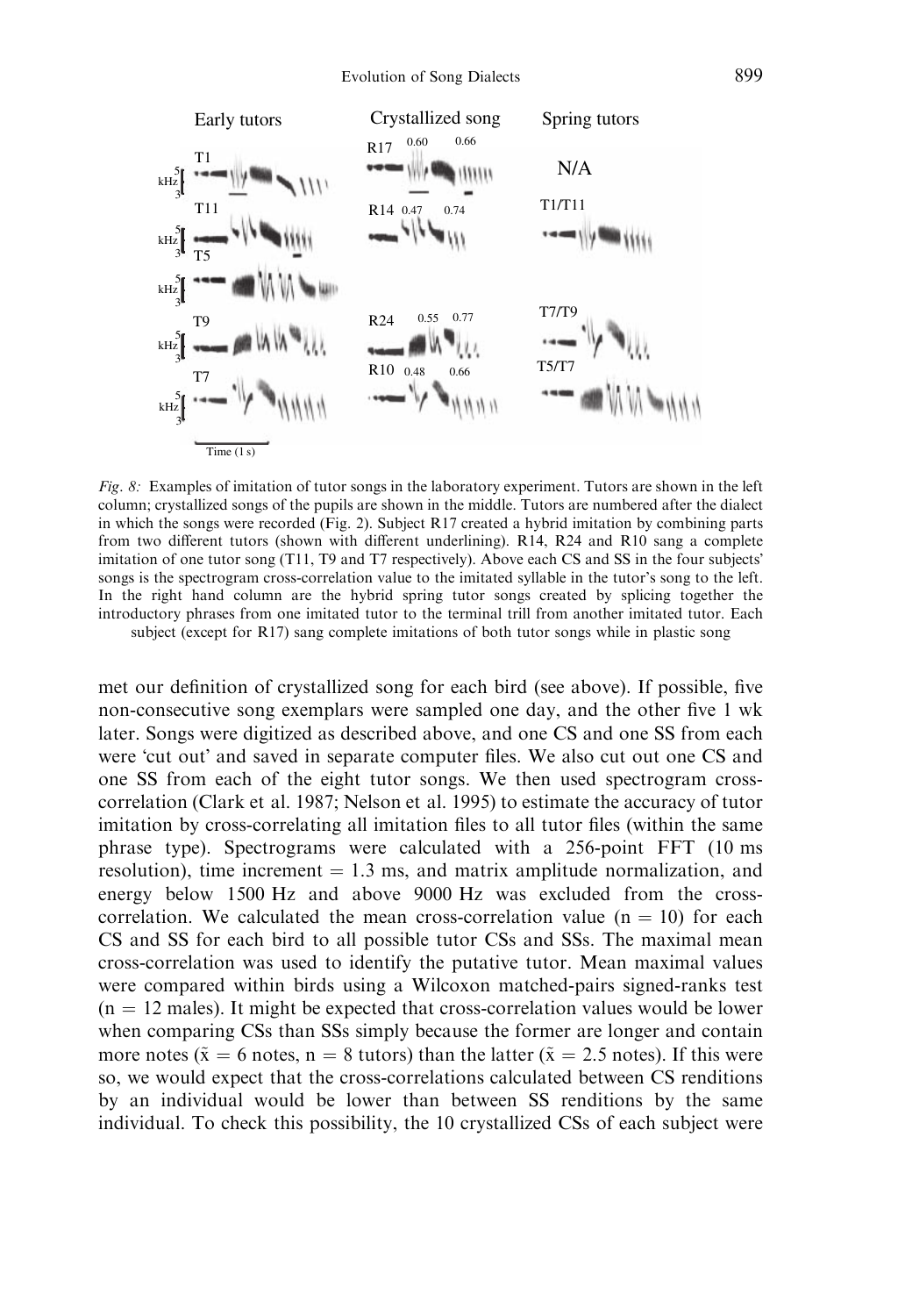*Fig. 8:* Examples of imitation of tutor songs in the laboratory experiment. Tutors are shown in the left column; crystallized songs of the pupils are shown in the middle. Tutors are numbered after the dialect in which the songs were recorded (Fig. 2). Subject R17 created a hybrid imitation by combining parts from two different tutors (shown with different underlining). R14, R24 and R10 sang a complete imitation of one tutor song (T11, T9 and T7 respectively). Above each CS and SS in the four subjects' songs is the spectrogram cross-correlation value to the imitated syllable in the tutor's song to the left. In the right hand column are the hybrid spring tutor songs created by splicing together the introductory phrases from one imitated tutor to the terminal trill from another imitated tutor. Each subject (except for R17) sang complete imitations of both tutor songs while in plastic song

met our definition of crystallized song for each bird (see above). If possible, five non-consecutive song exemplars were sampled one day, and the other five 1 wk later. Songs were digitized as described above, and one CS and one SS from each were 'cut out' and saved in separate computer files. We also cut out one CS and one SS from each of the eight tutor songs. We then used spectrogram cross-correlation (Clark et al. 1987; Nelson et al. 1995) to estimate the accuracy of tutor imitation by cross-correlating all imitation files to all tutor files (within the same phrase type). Spectrograms were calculated with a 256-point FFT (10 ms resolution), time increment = 1.3 ms, and matrix amplitude normalization, and energy below 1500 Hz and above 9000 Hz was excluded from the cross-correlation. We calculated the mean cross-correlation value ($n = 10$) for each CS and SS for each bird to all possible tutor CSs and SSs. The maximal mean cross-correlation was used to identify the putative tutor. Mean maximal values were compared within birds using a Wilcoxon matched-pairs signed-ranks test ($n = 12$ males). It might be expected that cross-correlation values would be lower when comparing CSs than SSs simply because the former are longer and contain more notes ($\tilde{x} = 6$ notes, $n = 8$ tutors) than the latter ($\tilde{x} = 2.5$ notes). If this were so, we would expect that the cross-correlations calculated between CS renditions by an individual would be lower than between SS renditions by the same individual. To check this possibility, the 10 crystallized CSs of each subject were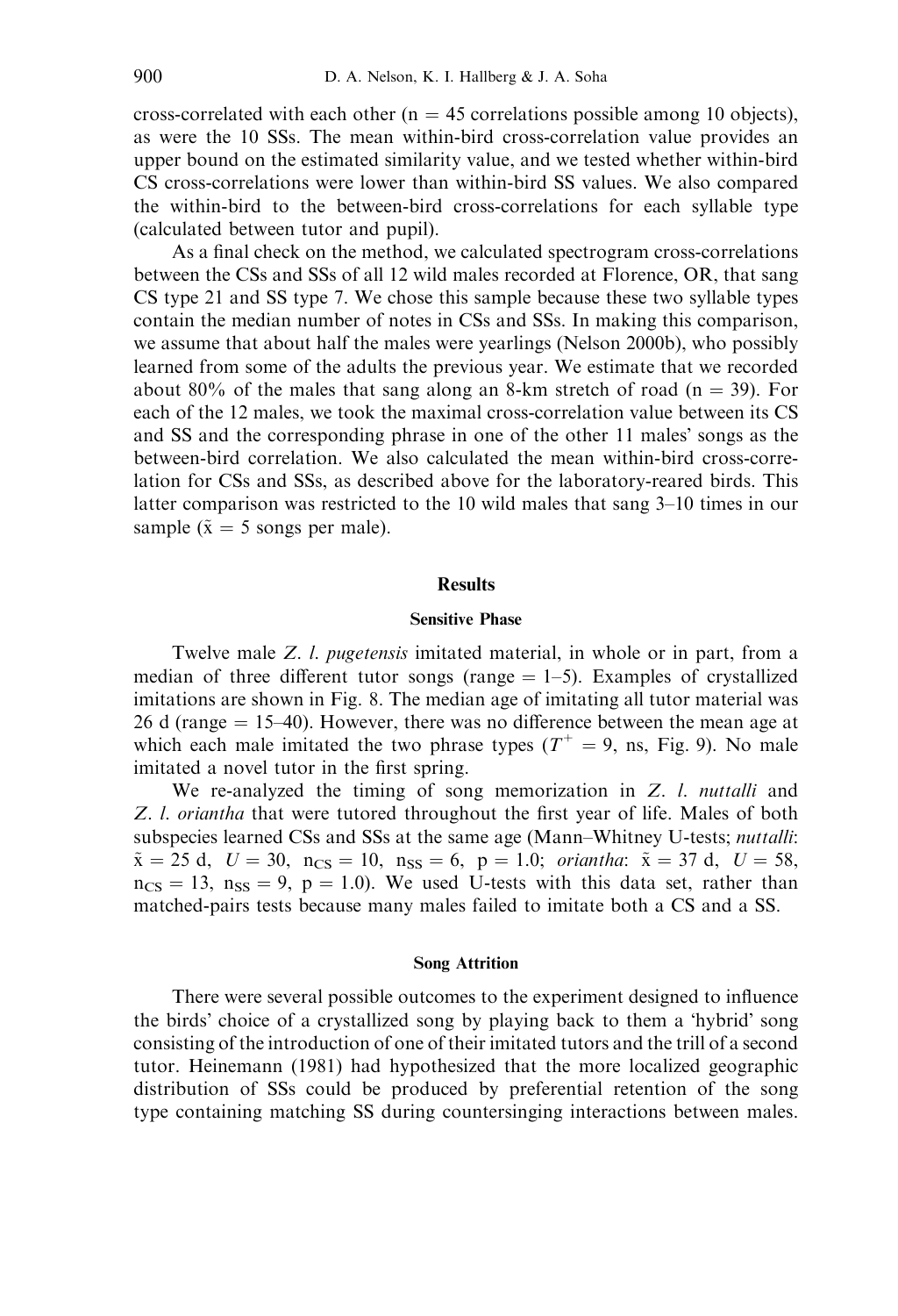cross-correlated with each other (n = 45 correlations possible among 10 objects), as were the 10 SSs. The mean within-bird cross-correlation value provides an upper bound on the estimated similarity value, and we tested whether within-bird CS cross-correlations were lower than within-bird SS values. We also compared the within-bird to the between-bird cross-correlations for each syllable type (calculated between tutor and pupil).

As a final check on the method, we calculated spectrogram cross-correlations between the CSs and SSs of all 12 wild males recorded at Florence, OR, that sang CS type 21 and SS type 7. We chose this sample because these two syllable types contain the median number of notes in CSs and SSs. In making this comparison, we assume that about half the males were yearlings (Nelson 2000b), who possibly learned from some of the adults the previous year. We estimate that we recorded about 80% of the males that sang along an 8-km stretch of road (n = 39). For each of the 12 males, we took the maximal cross-correlation value between its CS and SS and the corresponding phrase in one of the other 11 males' songs as the between-bird correlation. We also calculated the mean within-bird cross-correlation for CSs and SSs, as described above for the laboratory-reared birds. This latter comparison was restricted to the 10 wild males that sang 3–10 times in our sample ($\tilde{x} = 5$ songs per male).

## Results

### Sensitive Phase

Twelve male *Z. l. pugetensis* imitated material, in whole or in part, from a median of three different tutor songs (range = 1–5). Examples of crystallized imitations are shown in Fig. 8. The median age of imitating all tutor material was 26 d (range = 15–40). However, there was no difference between the mean age at which each male imitated the two phrase types ($T^{+} = 9$, ns, Fig. 9). No male imitated a novel tutor in the first spring.

We re-analyzed the timing of song memorization in *Z. l. nuttalli* and *Z. l. oriantha* that were tutored throughout the first year of life. Males of both subspecies learned CSs and SSs at the same age (Mann–Whitney U-tests; *nuttalli*: $\tilde{x} = 25$ d, $U = 30$, $n_{CS} = 10$, $n_{SS} = 6$, $p = 1.0$; *oriantha*: $\tilde{x} = 37$ d, $U = 58$, $n_{CS} = 13$, $n_{SS} = 9$, $p = 1.0$). We used U-tests with this data set, rather than matched-pairs tests because many males failed to imitate both a CS and a SS.

### Song Attrition

There were several possible outcomes to the experiment designed to influence the birds' choice of a crystallized song by playing back to them a 'hybrid' song consisting of the introduction of one of their imitated tutors and the trill of a second tutor. Heinemann (1981) had hypothesized that the more localized geographic distribution of SSs could be produced by preferential retention of the song type containing matching SS during countersinging interactions between males.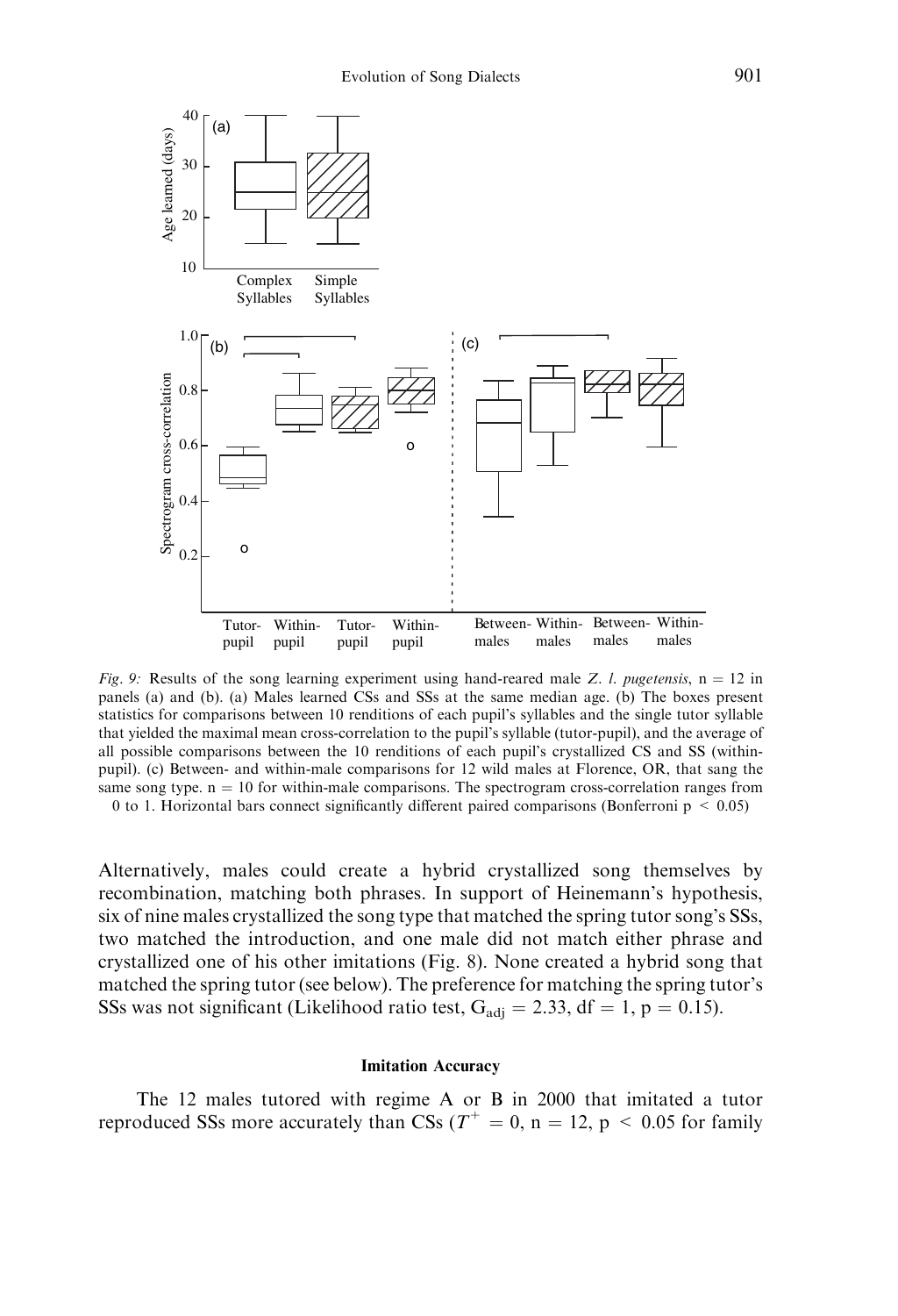Fig. 9: Results of the song learning experiment using hand-reared male *Z. l. pugetensis*, n = 12 in panels (a) and (b). (a) Males learned CSs and SSs at the same median age. (b) The boxes present statistics for comparisons between 10 renditions of each pupil's syllables and the single tutor syllable that yielded the maximal mean cross-correlation to the pupil's syllable (tutor-pupil), and the average of all possible comparisons between the 10 renditions of each pupil's crystallized CS and SS (within-pupil). (c) Between- and within-male comparisons for 12 wild males at Florence, OR, that sang the same song type. n = 10 for within-male comparisons. The spectrogram cross-correlation ranges from 0 to 1. Horizontal bars connect significantly different paired comparisons (Bonferroni $p < 0.05$)

Alternatively, males could create a hybrid crystallized song themselves by recombination, matching both phrases. In support of Heinemann's hypothesis, six of nine males crystallized the song type that matched the spring tutor song's SSs, two matched the introduction, and one male did not match either phrase and crystallized one of his other imitations (Fig. 8). None created a hybrid song that matched the spring tutor (see below). The preference for matching the spring tutor's SSs was not significant (Likelihood ratio test, $G_{adj} = 2.33$, df = 1, p = 0.15).

### Imitation Accuracy

The 12 males tutored with regime A or B in 2000 that imitated a tutor reproduced SSs more accurately than CSs ($T^{+} = 0$, n = 12, $p < 0.05$ for family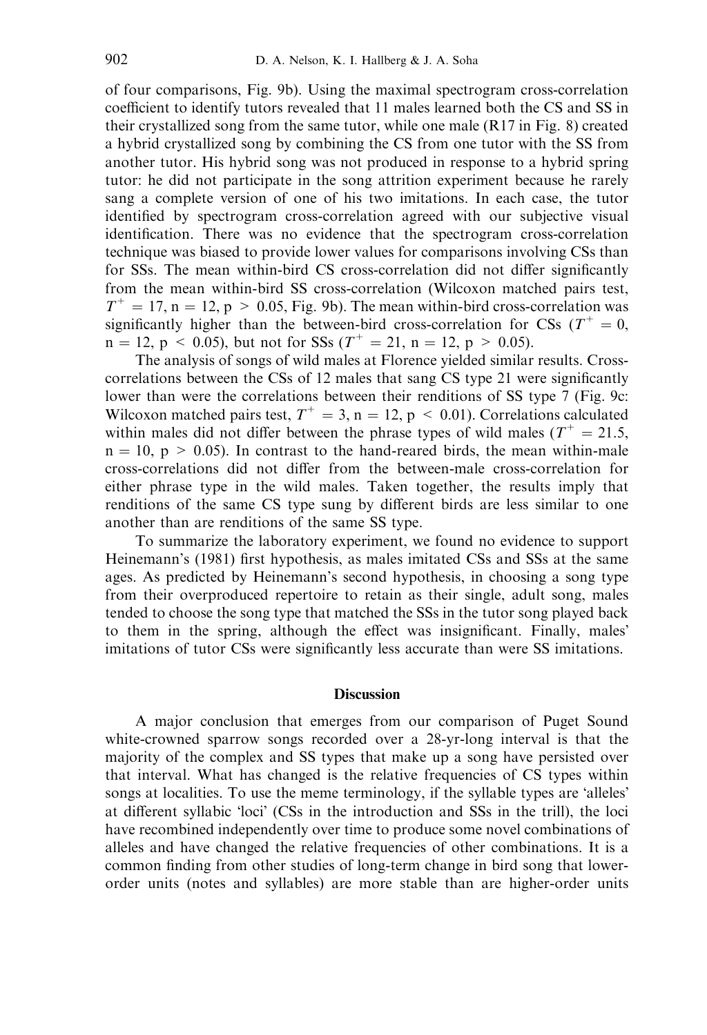of four comparisons, Fig. 9b). Using the maximal spectrogram cross-correlation coefficient to identify tutors revealed that 11 males learned both the CS and SS in their crystallized song from the same tutor, while one male (R17 in Fig. 8) created a hybrid crystallized song by combining the CS from one tutor with the SS from another tutor. His hybrid song was not produced in response to a hybrid spring tutor: he did not participate in the song attrition experiment because he rarely sang a complete version of one of his two imitations. In each case, the tutor identified by spectrogram cross-correlation agreed with our subjective visual identification. There was no evidence that the spectrogram cross-correlation technique was biased to provide lower values for comparisons involving CSs than for SSs. The mean within-bird CS cross-correlation did not differ significantly from the mean within-bird SS cross-correlation (Wilcoxon matched pairs test, $T^+ = 17$, $n = 12$, $p > 0.05$, Fig. 9b). The mean within-bird cross-correlation was significantly higher than the between-bird cross-correlation for CSs ($T^+ = 0$, $n = 12$, $p < 0.05$), but not for SSs ($T^+ = 21$, $n = 12$, $p > 0.05$).

The analysis of songs of wild males at Florence yielded similar results. Cross-correlations between the CSs of 12 males that sang CS type 21 were significantly lower than were the correlations between their renditions of SS type 7 (Fig. 9c: Wilcoxon matched pairs test, $T^+ = 3$, $n = 12$, $p < 0.01$). Correlations calculated within males did not differ between the phrase types of wild males ($T^+ = 21.5$, $n = 10$, $p > 0.05$). In contrast to the hand-reared birds, the mean within-male cross-correlations did not differ from the between-male cross-correlation for either phrase type in the wild males. Taken together, the results imply that renditions of the same CS type sung by different birds are less similar to one another than are renditions of the same SS type.

To summarize the laboratory experiment, we found no evidence to support Heinemann's (1981) first hypothesis, as males imitated CSs and SSs at the same ages. As predicted by Heinemann's second hypothesis, in choosing a song type from their overproduced repertoire to retain as their single, adult song, males tended to choose the song type that matched the SSs in the tutor song played back to them in the spring, although the effect was insignificant. Finally, males' imitations of tutor CSs were significantly less accurate than were SS imitations.

## Discussion

A major conclusion that emerges from our comparison of Puget Sound white-crowned sparrow songs recorded over a 28-yr-long interval is that the majority of the complex and SS types that make up a song have persisted over that interval. What has changed is the relative frequencies of CS types within songs at localities. To use the meme terminology, if the syllable types are 'alleles' at different syllabic 'loci' (CSs in the introduction and SSs in the trill), the loci have recombined independently over time to produce some novel combinations of alleles and have changed the relative frequencies of other combinations. It is a common finding from other studies of long-term change in bird song that lower-order units (notes and syllables) are more stable than are higher-order units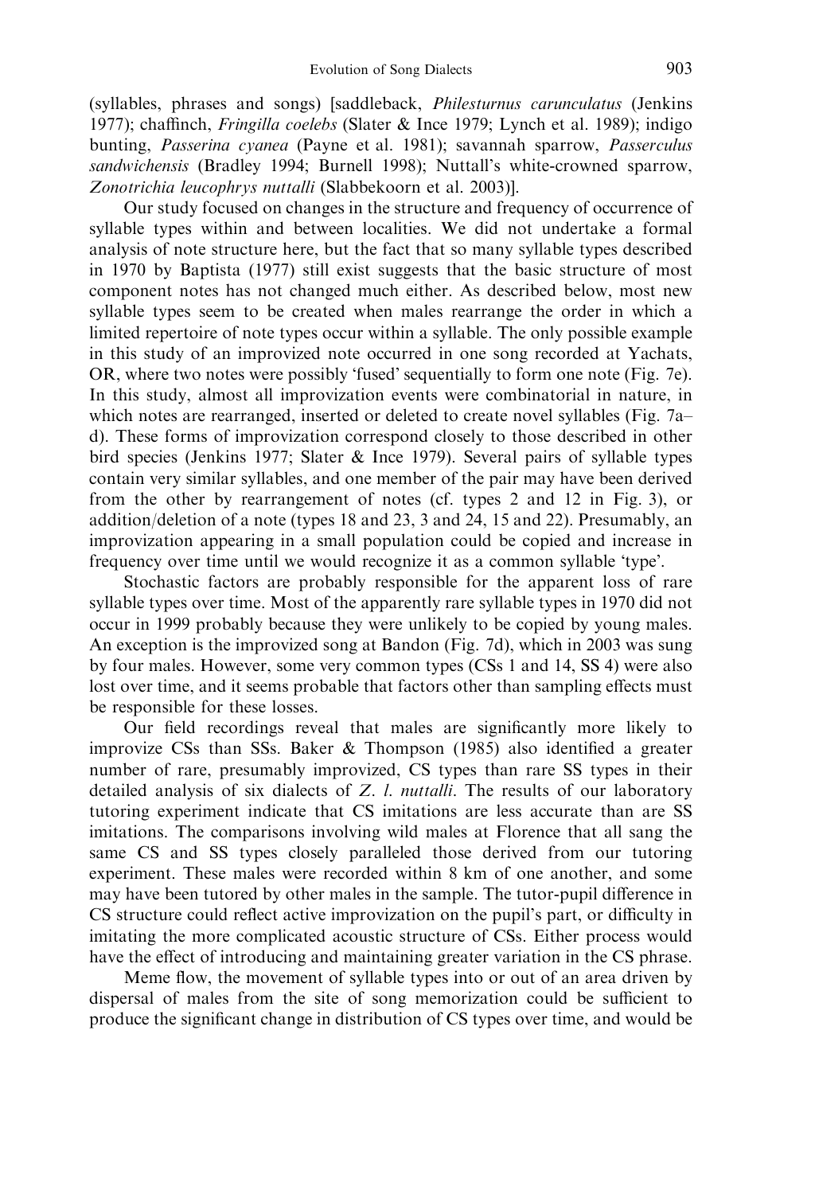(syllables, phrases and songs) [saddleback, *Philesturnus carunculatus* (Jenkins 1977); chaffinch, *Fringilla coelebs* (Slater & Ince 1979; Lynch et al. 1989); indigo bunting, *Passerina cyanea* (Payne et al. 1981); savannah sparrow, *Passerculus sandwichensis* (Bradley 1994; Burnell 1998); Nuttall's white-crowned sparrow, *Zonotrichia leucophrys nuttalli* (Slabbekoorn et al. 2003)].

Our study focused on changes in the structure and frequency of occurrence of syllable types within and between localities. We did not undertake a formal analysis of note structure here, but the fact that so many syllable types described in 1970 by Baptista (1977) still exist suggests that the basic structure of most component notes has not changed much either. As described below, most new syllable types seem to be created when males rearrange the order in which a limited repertoire of note types occur within a syllable. The only possible example in this study of an improvized note occurred in one song recorded at Yachats, OR, where two notes were possibly 'fused' sequentially to form one note (Fig. 7e). In this study, almost all improvization events were combinatorial in nature, in which notes are rearranged, inserted or deleted to create novel syllables (Fig. 7a–d). These forms of improvization correspond closely to those described in other bird species (Jenkins 1977; Slater & Ince 1979). Several pairs of syllable types contain very similar syllables, and one member of the pair may have been derived from the other by rearrangement of notes (cf. types 2 and 12 in Fig. 3), or addition/deletion of a note (types 18 and 23, 3 and 24, 15 and 22). Presumably, an improvization appearing in a small population could be copied and increase in frequency over time until we would recognize it as a common syllable 'type'.

Stochastic factors are probably responsible for the apparent loss of rare syllable types over time. Most of the apparently rare syllable types in 1970 did not occur in 1999 probably because they were unlikely to be copied by young males. An exception is the improvized song at Bandon (Fig. 7d), which in 2003 was sung by four males. However, some very common types (CSs 1 and 14, SS 4) were also lost over time, and it seems probable that factors other than sampling effects must be responsible for these losses.

Our field recordings reveal that males are significantly more likely to improvize CSs than SSs. Baker & Thompson (1985) also identified a greater number of rare, presumably improvized, CS types than rare SS types in their detailed analysis of six dialects of *Z. l. nuttalli*. The results of our laboratory tutoring experiment indicate that CS imitations are less accurate than are SS imitations. The comparisons involving wild males at Florence that all sang the same CS and SS types closely paralleled those derived from our tutoring experiment. These males were recorded within 8 km of one another, and some may have been tutored by other males in the sample. The tutor-pupil difference in CS structure could reflect active improvization on the pupil's part, or difficulty in imitating the more complicated acoustic structure of CSs. Either process would have the effect of introducing and maintaining greater variation in the CS phrase.

Meme flow, the movement of syllable types into or out of an area driven by dispersal of males from the site of song memorization could be sufficient to produce the significant change in distribution of CS types over time, and would be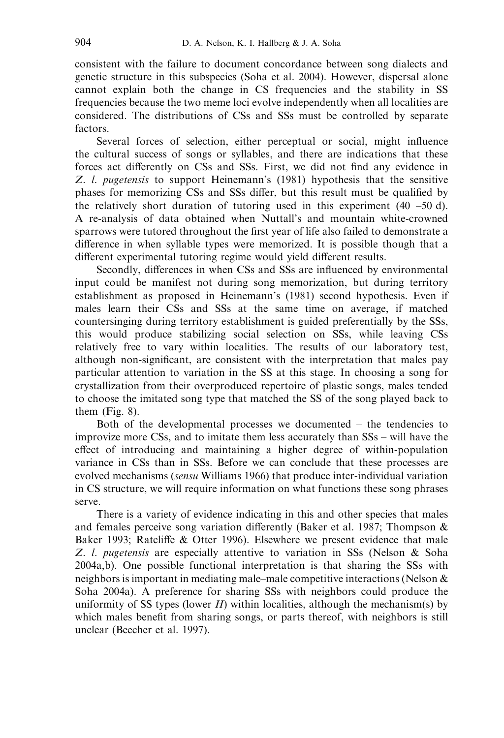consistent with the failure to document concordance between song dialects and genetic structure in this subspecies (Soha et al. 2004). However, dispersal alone cannot explain both the change in CS frequencies and the stability in SS frequencies because the two meme loci evolve independently when all localities are considered. The distributions of CSs and SSs must be controlled by separate factors.

Several forces of selection, either perceptual or social, might influence the cultural success of songs or syllables, and there are indications that these forces act differently on CSs and SSs. First, we did not find any evidence in *Z. l. pugetensis* to support Heinemann's (1981) hypothesis that the sensitive phases for memorizing CSs and SSs differ, but this result must be qualified by the relatively short duration of tutoring used in this experiment (40 –50 d). A re-analysis of data obtained when Nuttall's and mountain white-crowned sparrows were tutored throughout the first year of life also failed to demonstrate a difference in when syllable types were memorized. It is possible though that a different experimental tutoring regime would yield different results.

Secondly, differences in when CSs and SSs are influenced by environmental input could be manifest not during song memorization, but during territory establishment as proposed in Heinemann's (1981) second hypothesis. Even if males learn their CSs and SSs at the same time on average, if matched countersinging during territory establishment is guided preferentially by the SSs, this would produce stabilizing social selection on SSs, while leaving CSs relatively free to vary within localities. The results of our laboratory test, although non-significant, are consistent with the interpretation that males pay particular attention to variation in the SS at this stage. In choosing a song for crystallization from their overproduced repertoire of plastic songs, males tended to choose the imitated song type that matched the SS of the song played back to them (Fig. 8).

Both of the developmental processes we documented – the tendencies to improvize more CSs, and to imitate them less accurately than SSs – will have the effect of introducing and maintaining a higher degree of within-population variance in CSs than in SSs. Before we can conclude that these processes are evolved mechanisms (*sensu* Williams 1966) that produce inter-individual variation in CS structure, we will require information on what functions these song phrases serve.

There is a variety of evidence indicating in this and other species that males and females perceive song variation differently (Baker et al. 1987; Thompson & Baker 1993; Ratcliffe & Otter 1996). Elsewhere we present evidence that male *Z. l. pugetensis* are especially attentive to variation in SSs (Nelson & Soha 2004a,b). One possible functional interpretation is that sharing the SSs with neighbors is important in mediating male–male competitive interactions (Nelson & Soha 2004a). A preference for sharing SSs with neighbors could produce the uniformity of SS types (lower $H$) within localities, although the mechanism(s) by which males benefit from sharing songs, or parts thereof, with neighbors is still unclear (Beecher et al. 1997).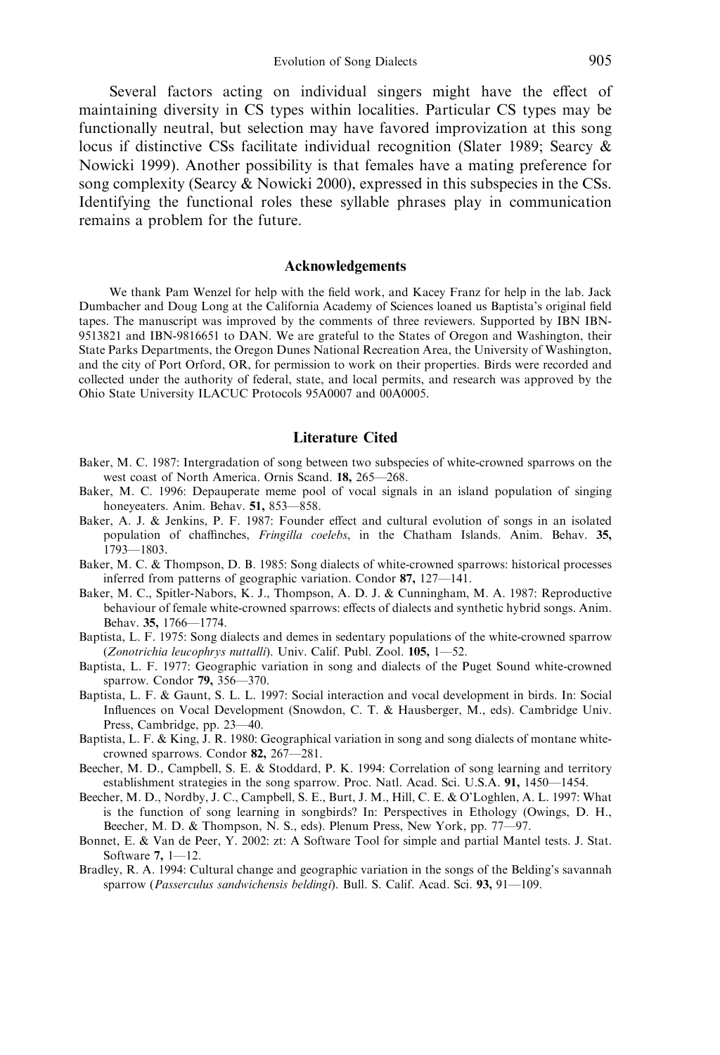Several factors acting on individual singers might have the effect of maintaining diversity in CS types within localities. Particular CS types may be functionally neutral, but selection may have favored improvization at this song locus if distinctive CSs facilitate individual recognition (Slater 1989; Searcy & Nowicki 1999). Another possibility is that females have a mating preference for song complexity (Searcy & Nowicki 2000), expressed in this subspecies in the CSs. Identifying the functional roles these syllable phrases play in communication remains a problem for the future.

## Acknowledgements

We thank Pam Wenzel for help with the field work, and Kacey Franz for help in the lab. Jack Dumbacher and Doug Long at the California Academy of Sciences loaned us Baptista's original field tapes. The manuscript was improved by the comments of three reviewers. Supported by IBN IBN-9513821 and IBN-9816651 to DAN. We are grateful to the States of Oregon and Washington, their State Parks Departments, the Oregon Dunes National Recreation Area, the University of Washington, and the city of Port Orford, OR, for permission to work on their properties. Birds were recorded and collected under the authority of federal, state, and local permits, and research was approved by the Ohio State University ILACUC Protocols 95A0007 and 00A0005.

## Literature Cited

Baker, M. C. 1987: Intergradation of song between two subspecies of white-crowned sparrows on the west coast of North America. Ornis Scand. **18,** 265—268.

Baker, M. C. 1996: Depauperate meme pool of vocal signals in an island population of singing honeyeaters. Anim. Behav. **51,** 853—858.

Baker, A. J. & Jenkins, P. F. 1987: Founder effect and cultural evolution of songs in an isolated population of chaffinches, *Fringilla coelebs*, in the Chatham Islands. Anim. Behav. **35,** 1793—1803.

Baker, M. C. & Thompson, D. B. 1985: Song dialects of white-crowned sparrows: historical processes inferred from patterns of geographic variation. Condor **87,** 127—141.

Baker, M. C., Spitler-Nabors, K. J., Thompson, A. D. J. & Cunningham, M. A. 1987: Reproductive behaviour of female white-crowned sparrows: effects of dialects and synthetic hybrid songs. Anim. Behav. **35,** 1766—1774.

Baptista, L. F. 1975: Song dialects and demes in sedentary populations of the white-crowned sparrow (*Zonotrichia leucophrys nuttalli*). Univ. Calif. Publ. Zool. **105,** 1—52.

Baptista, L. F. 1977: Geographic variation in song and dialects of the Puget Sound white-crowned sparrow. Condor **79,** 356—370.

Baptista, L. F. & Gaunt, S. L. L. 1997: Social interaction and vocal development in birds. In: Social Influences on Vocal Development (Snowdon, C. T. & Hausberger, M., eds). Cambridge Univ. Press, Cambridge, pp. 23—40.

Baptista, L. F. & King, J. R. 1980: Geographical variation in song and song dialects of montane white-crowned sparrows. Condor **82,** 267—281.

Beecher, M. D., Campbell, S. E. & Stoddard, P. K. 1994: Correlation of song learning and territory establishment strategies in the song sparrow. Proc. Natl. Acad. Sci. U.S.A. **91,** 1450—1454.

Beecher, M. D., Nordby, J. C., Campbell, S. E., Burt, J. M., Hill, C. E. & O'Loghlen, A. L. 1997: What is the function of song learning in songbirds? In: Perspectives in Ethology (Owings, D. H., Beecher, M. D. & Thompson, N. S., eds). Plenum Press, New York, pp. 77—97.

Bonnet, E. & Van de Peer, Y. 2002: zt: A Software Tool for simple and partial Mantel tests. J. Stat. Software **7,** 1—12.

Bradley, R. A. 1994: Cultural change and geographic variation in the songs of the Belding's savannah sparrow (*Passerculus sandwichensis beldingi*). Bull. S. Calif. Acad. Sci. **93,** 91—109.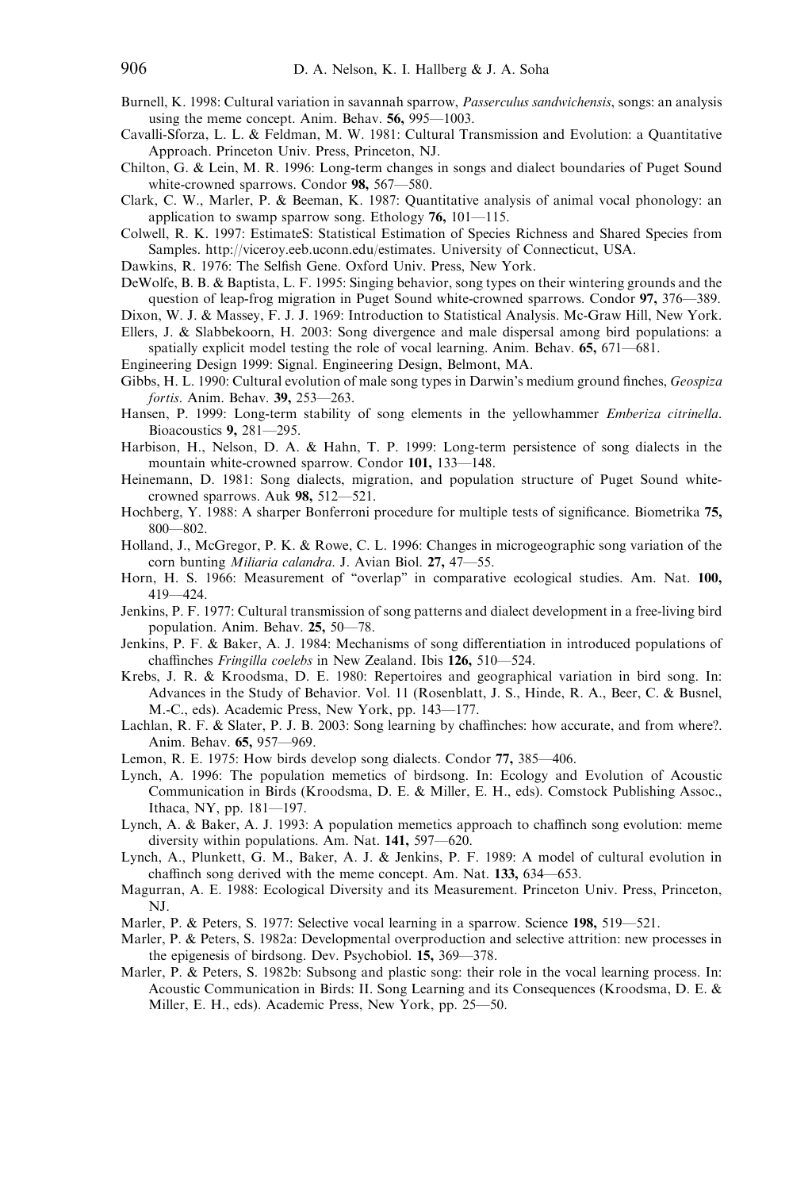Burnell, K. 1998: Cultural variation in savannah sparrow, *Passerculus sandwichensis*, songs: an analysis using the meme concept. Anim. Behav. **56,** 995—1003.

Cavalli-Sforza, L. L. & Feldman, M. W. 1981: Cultural Transmission and Evolution: a Quantitative Approach. Princeton Univ. Press, Princeton, NJ.

Chilton, G. & Lein, M. R. 1996: Long-term changes in songs and dialect boundaries of Puget Sound white-crowned sparrows. Condor **98,** 567—580.

Clark, C. W., Marler, P. & Beeman, K. 1987: Quantitative analysis of animal vocal phonology: an application to swamp sparrow song. Ethology **76,** 101—115.

Colwell, R. K. 1997: EstimateS: Statistical Estimation of Species Richness and Shared Species from Samples. http://viceroy.eeb.uconn.edu/estimates. University of Connecticut, USA.

Dawkins, R. 1976: The Selfish Gene. Oxford Univ. Press, New York.

DeWolfe, B. B. & Baptista, L. F. 1995: Singing behavior, song types on their wintering grounds and the question of leap-frog migration in Puget Sound white-crowned sparrows. Condor **97,** 376—389.

Dixon, W. J. & Massey, F. J. J. 1969: Introduction to Statistical Analysis. Mc-Graw Hill, New York.

Ellers, J. & Slabbekoorn, H. 2003: Song divergence and male dispersal among bird populations: a spatially explicit model testing the role of vocal learning. Anim. Behav. **65,** 671—681.

Engineering Design 1999: Signal. Engineering Design, Belmont, MA.

Gibbs, H. L. 1990: Cultural evolution of male song types in Darwin's medium ground finches, *Geospiza fortis*. Anim. Behav. **39,** 253—263.

Hansen, P. 1999: Long-term stability of song elements in the yellowhammer *Emberiza citrinella*. Bioacoustics **9,** 281—295.

Harbison, H., Nelson, D. A. & Hahn, T. P. 1999: Long-term persistence of song dialects in the mountain white-crowned sparrow. Condor **101,** 133—148.

Heinemann, D. 1981: Song dialects, migration, and population structure of Puget Sound white-crowned sparrows. Auk **98,** 512—521.

Hochberg, Y. 1988: A sharper Bonferroni procedure for multiple tests of significance. Biometrika **75,** 800—802.

Holland, J., McGregor, P. K. & Rowe, C. L. 1996: Changes in microgeographic song variation of the corn bunting *Miliaria calandra*. J. Avian Biol. **27,** 47—55.

Horn, H. S. 1966: Measurement of "overlap" in comparative ecological studies. Am. Nat. **100,** 419—424.

Jenkins, P. F. 1977: Cultural transmission of song patterns and dialect development in a free-living bird population. Anim. Behav. **25,** 50—78.

Jenkins, P. F. & Baker, A. J. 1984: Mechanisms of song differentiation in introduced populations of chaffinches *Fringilla coelebs* in New Zealand. Ibis **126,** 510—524.

Krebs, J. R. & Kroodsma, D. E. 1980: Repertoires and geographical variation in bird song. In: Advances in the Study of Behavior. Vol. 11 (Rosenblatt, J. S., Hinde, R. A., Beer, C. & Busnel, M.-C., eds). Academic Press, New York, pp. 143—177.

Lachlan, R. F. & Slater, P. J. B. 2003: Song learning by chaffinches: how accurate, and from where?. Anim. Behav. **65,** 957—969.

Lemon, R. E. 1975: How birds develop song dialects. Condor **77,** 385—406.

Lynch, A. 1996: The population memetics of birdsong. In: Ecology and Evolution of Acoustic Communication in Birds (Kroodsma, D. E. & Miller, E. H., eds). Comstock Publishing Assoc., Ithaca, NY, pp. 181—197.

Lynch, A. & Baker, A. J. 1993: A population memetics approach to chaffinch song evolution: meme diversity within populations. Am. Nat. **141,** 597—620.

Lynch, A., Plunkett, G. M., Baker, A. J. & Jenkins, P. F. 1989: A model of cultural evolution in chaffinch song derived with the meme concept. Am. Nat. **133,** 634—653.

Magurran, A. E. 1988: Ecological Diversity and its Measurement. Princeton Univ. Press, Princeton, NJ.

Marler, P. & Peters, S. 1977: Selective vocal learning in a sparrow. Science **198,** 519—521.

Marler, P. & Peters, S. 1982a: Developmental overproduction and selective attrition: new processes in the epigenesis of birdsong. Dev. Psychobiol. **15,** 369—378.

Marler, P. & Peters, S. 1982b: Subsong and plastic song: their role in the vocal learning process. In: Acoustic Communication in Birds: II. Song Learning and its Consequences (Kroodsma, D. E. & Miller, E. H., eds). Academic Press, New York, pp. 25—50.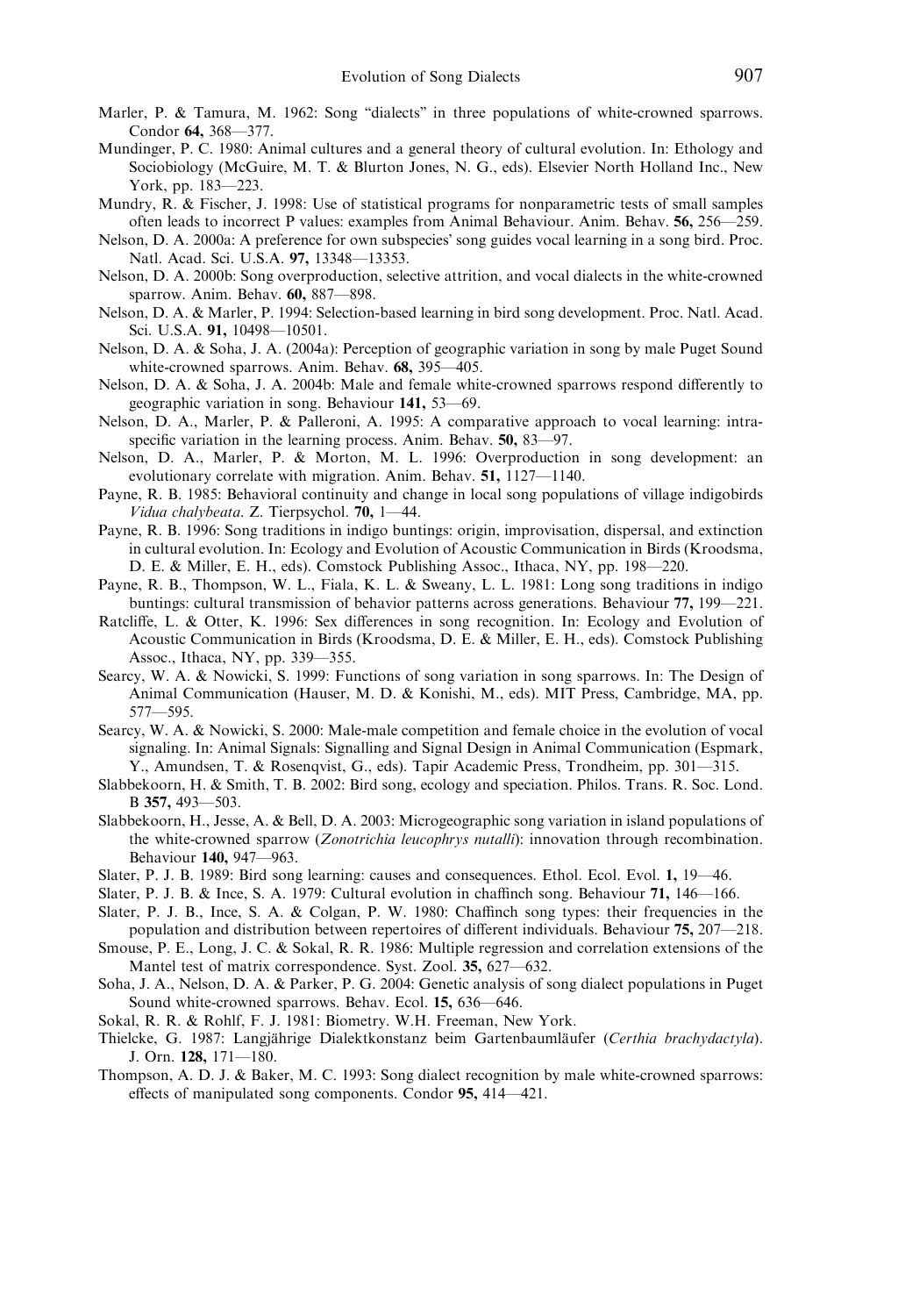Marler, P. & Tamura, M. 1962: Song "dialects" in three populations of white-crowned sparrows. Condor **64,** 368—377.

Mundinger, P. C. 1980: Animal cultures and a general theory of cultural evolution. In: Ethology and Sociobiology (McGuire, M. T. & Blurton Jones, N. G., eds). Elsevier North Holland Inc., New York, pp. 183—223.

Mundry, R. & Fischer, J. 1998: Use of statistical programs for nonparametric tests of small samples often leads to incorrect P values: examples from Animal Behaviour. Anim. Behav. **56,** 256—259.

Nelson, D. A. 2000a: A preference for own subspecies' song guides vocal learning in a song bird. Proc. Natl. Acad. Sci. U.S.A. **97,** 13348—13353.

Nelson, D. A. 2000b: Song overproduction, selective attrition, and vocal dialects in the white-crowned sparrow. Anim. Behav. **60,** 887—898.

Nelson, D. A. & Marler, P. 1994: Selection-based learning in bird song development. Proc. Natl. Acad. Sci. U.S.A. **91,** 10498—10501.

Nelson, D. A. & Soha, J. A. (2004a): Perception of geographic variation in song by male Puget Sound white-crowned sparrows. Anim. Behav. **68,** 395—405.

Nelson, D. A. & Soha, J. A. 2004b: Male and female white-crowned sparrows respond differently to geographic variation in song. Behaviour **141,** 53—69.

Nelson, D. A., Marler, P. & Palleroni, A. 1995: A comparative approach to vocal learning: intraspecific variation in the learning process. Anim. Behav. **50,** 83—97.

Nelson, D. A., Marler, P. & Morton, M. L. 1996: Overproduction in song development: an evolutionary correlate with migration. Anim. Behav. **51,** 1127—1140.

Payne, R. B. 1985: Behavioral continuity and change in local song populations of village indigobirds *Vidua chalybeata*. Z. Tierpsychol. **70,** 1—44.

Payne, R. B. 1996: Song traditions in indigo buntings: origin, improvisation, dispersal, and extinction in cultural evolution. In: Ecology and Evolution of Acoustic Communication in Birds (Kroodsma, D. E. & Miller, E. H., eds). Comstock Publishing Assoc., Ithaca, NY, pp. 198—220.

Payne, R. B., Thompson, W. L., Fiala, K. L. & Sweany, L. L. 1981: Long song traditions in indigo buntings: cultural transmission of behavior patterns across generations. Behaviour **77,** 199—221.

Ratcliffe, L. & Otter, K. 1996: Sex differences in song recognition. In: Ecology and Evolution of Acoustic Communication in Birds (Kroodsma, D. E. & Miller, E. H., eds). Comstock Publishing Assoc., Ithaca, NY, pp. 339—355.

Searcy, W. A. & Nowicki, S. 1999: Functions of song variation in song sparrows. In: The Design of Animal Communication (Hauser, M. D. & Konishi, M., eds). MIT Press, Cambridge, MA, pp. 577—595.

Searcy, W. A. & Nowicki, S. 2000: Male-male competition and female choice in the evolution of vocal signaling. In: Animal Signals: Signalling and Signal Design in Animal Communication (Espmark, Y., Amundsen, T. & Rosenqvist, G., eds). Tapir Academic Press, Trondheim, pp. 301—315.

Slabbekoorn, H. & Smith, T. B. 2002: Bird song, ecology and speciation. Philos. Trans. R. Soc. Lond. B **357,** 493—503.

Slabbekoorn, H., Jesse, A. & Bell, D. A. 2003: Microgeographic song variation in island populations of the white-crowned sparrow (*Zonotrichia leucophrys nutalli*): innovation through recombination. Behaviour **140,** 947—963.

Slater, P. J. B. 1989: Bird song learning: causes and consequences. Ethol. Ecol. Evol. **1,** 19—46.

Slater, P. J. B. & Ince, S. A. 1979: Cultural evolution in chaffinch song. Behaviour **71,** 146—166.

Slater, P. J. B., Ince, S. A. & Colgan, P. W. 1980: Chaffinch song types: their frequencies in the population and distribution between repertoires of different individuals. Behaviour **75,** 207—218.

Smouse, P. E., Long, J. C. & Sokal, R. R. 1986: Multiple regression and correlation extensions of the Mantel test of matrix correspondence. Syst. Zool. **35,** 627—632.

Soha, J. A., Nelson, D. A. & Parker, P. G. 2004: Genetic analysis of song dialect populations in Puget Sound white-crowned sparrows. Behav. Ecol. **15,** 636—646.

Sokal, R. R. & Rohlf, F. J. 1981: Biometry. W.H. Freeman, New York.

Thielcke, G. 1987: Langjährige Dialektkonstanz beim Gartenbaumläufer (*Certhia brachydactyla*). J. Orn. **128,** 171—180.

Thompson, A. D. J. & Baker, M. C. 1993: Song dialect recognition by male white-crowned sparrows: effects of manipulated song components. Condor **95,** 414—421.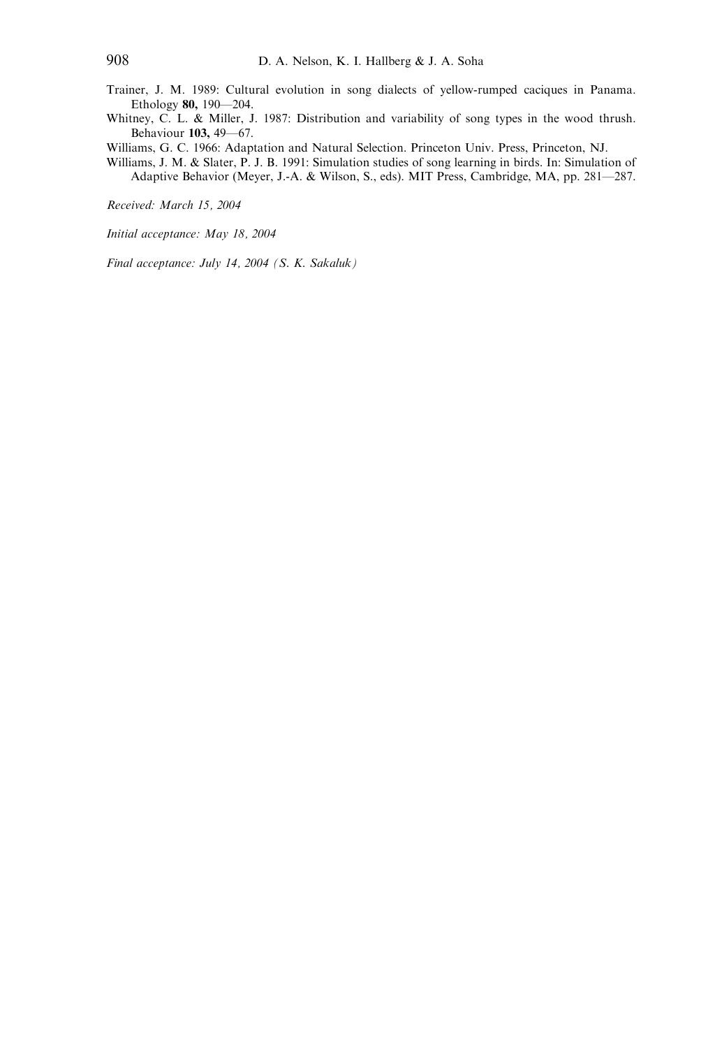Trainer, J. M. 1989: Cultural evolution in song dialects of yellow-rumped caciques in Panama. Ethology **80,** 190—204.

Whitney, C. L. & Miller, J. 1987: Distribution and variability of song types in the wood thrush. Behaviour **103,** 49—67.

Williams, G. C. 1966: Adaptation and Natural Selection. Princeton Univ. Press, Princeton, NJ.

Williams, J. M. & Slater, P. J. B. 1991: Simulation studies of song learning in birds. In: Simulation of Adaptive Behavior (Meyer, J.-A. & Wilson, S., eds). MIT Press, Cambridge, MA, pp. 281—287.

*Received: March 15, 2004*

*Initial acceptance: May 18, 2004*

*Final acceptance: July 14, 2004 (S. K. Sakaluk)*